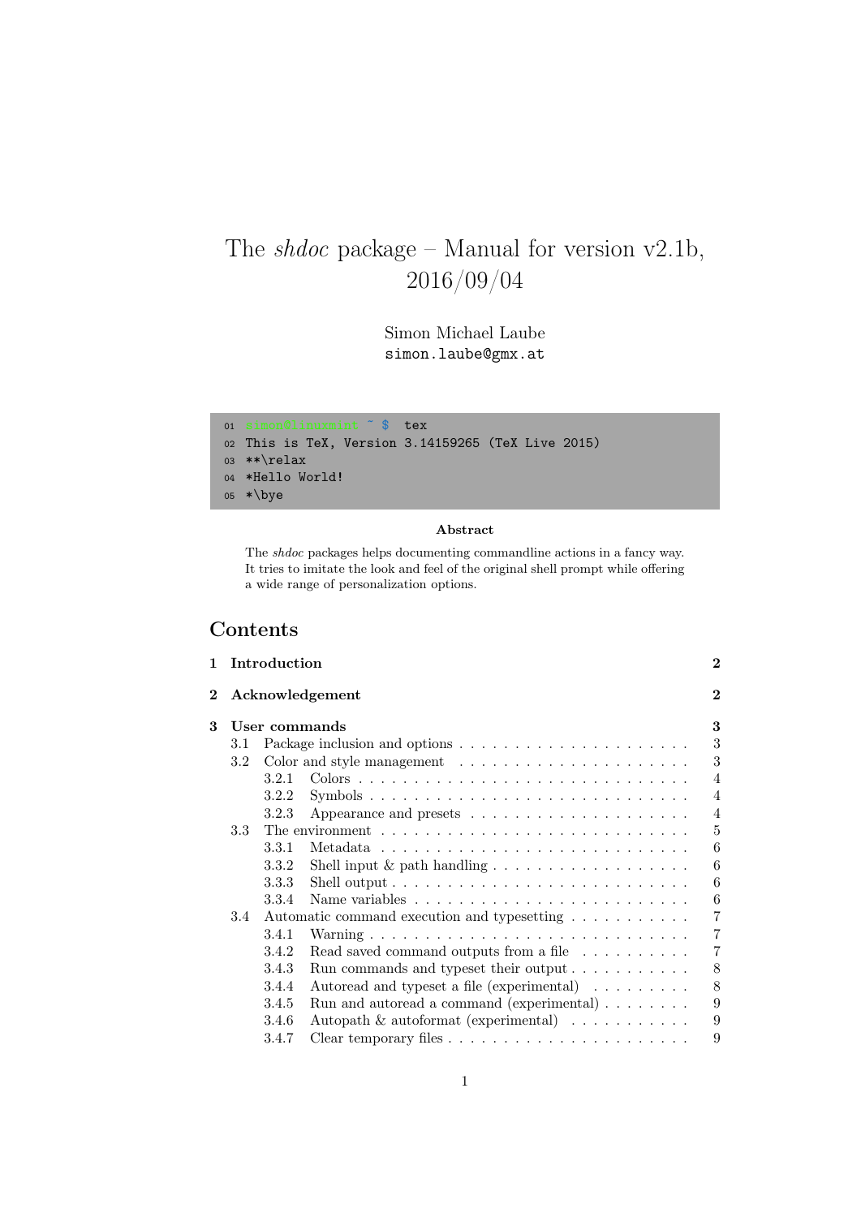# The *shdoc* package – Manual for version v2.1b, 2016/09/04

Simon Michael Laube
`simon.laube@gmx.at`

```
01 simon@linuxmint ~ $  tex
02 This is TeX, Version 3.14159265 (TeX Live 2015)
03 **\relax
04 *Hello World!
05 *\bye
```

**Abstract**

The *shdoc* packages helps documenting commandline actions in a fancy way. It tries to imitate the look and feel of the original shell prompt while offering a wide range of personalization options.

## Contents

- **1 Introduction** — 2
- **2 Acknowledgement** — 2
- **3 User commands** — 3
  - 3.1 Package inclusion and options — 3
  - 3.2 Color and style management — 3
    - 3.2.1 Colors — 4
    - 3.2.2 Symbols — 4
    - 3.2.3 Appearance and presets — 4
  - 3.3 The environment — 5
    - 3.3.1 Metadata — 6
    - 3.3.2 Shell input & path handling — 6
    - 3.3.3 Shell output — 6
    - 3.3.4 Name variables — 6
  - 3.4 Automatic command execution and typesetting — 7
    - 3.4.1 Warning — 7
    - 3.4.2 Read saved command outputs from a file — 7
    - 3.4.3 Run commands and typeset their output — 8
    - 3.4.4 Autoread and typeset a file (experimental) — 8
    - 3.4.5 Run and autoread a command (experimental) — 9
    - 3.4.6 Autopath & autoformat (experimental) — 9
    - 3.4.7 Clear temporary files — 9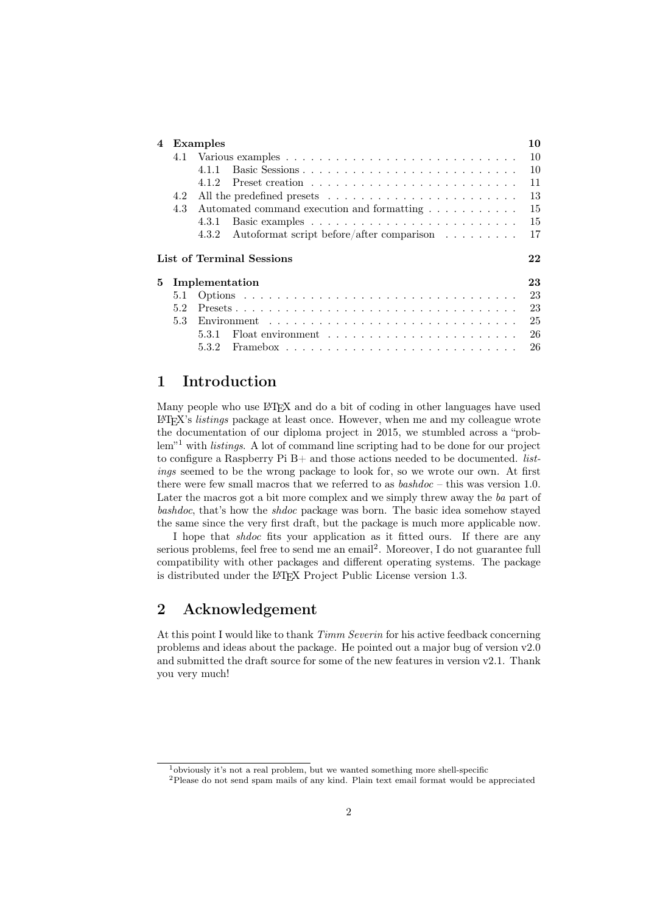| | | |
|---|---|---|
| **4** | **Examples** | **10** |
| 4.1 | Various examples | 10 |
| 4.1.1 | Basic Sessions | 10 |
| 4.1.2 | Preset creation | 11 |
| 4.2 | All the predefined presets | 13 |
| 4.3 | Automated command execution and formatting | 15 |
| 4.3.1 | Basic examples | 15 |
| 4.3.2 | Autoformat script before/after comparison | 17 |
| | **List of Terminal Sessions** | **22** |
| **5** | **Implementation** | **23** |
| 5.1 | Options | 23 |
| 5.2 | Presets | 23 |
| 5.3 | Environment | 25 |
| 5.3.1 | Float environment | 26 |
| 5.3.2 | Framebox | 26 |

# 1 Introduction

Many people who use LaTeX and do a bit of coding in other languages have used LaTeX's *listings* package at least once. However, when me and my colleague wrote the documentation of our diploma project in 2015, we stumbled across a "problem"[1] with *listings*. A lot of command line scripting had to be done for our project to configure a Raspberry Pi B+ and those actions needed to be documented. *listings* seemed to be the wrong package to look for, so we wrote our own. At first there were few small macros that we referred to as *bashdoc* – this was version 1.0. Later the macros got a bit more complex and we simply threw away the *ba* part of *bashdoc*, that's how the *shdoc* package was born. The basic idea somehow stayed the same since the very first draft, but the package is much more applicable now.

I hope that *shdoc* fits your application as it fitted ours. If there are any serious problems, feel free to send me an email[2]. Moreover, I do not guarantee full compatibility with other packages and different operating systems. The package is distributed under the LaTeX Project Public License version 1.3.

# 2 Acknowledgement

At this point I would like to thank *Timm Severin* for his active feedback concerning problems and ideas about the package. He pointed out a major bug of version v2.0 and submitted the draft source for some of the new features in version v2.1. Thank you very much!

[1] obviously it's not a real problem, but we wanted something more shell-specific

[2] Please do not send spam mails of any kind. Plain text email format would be appreciated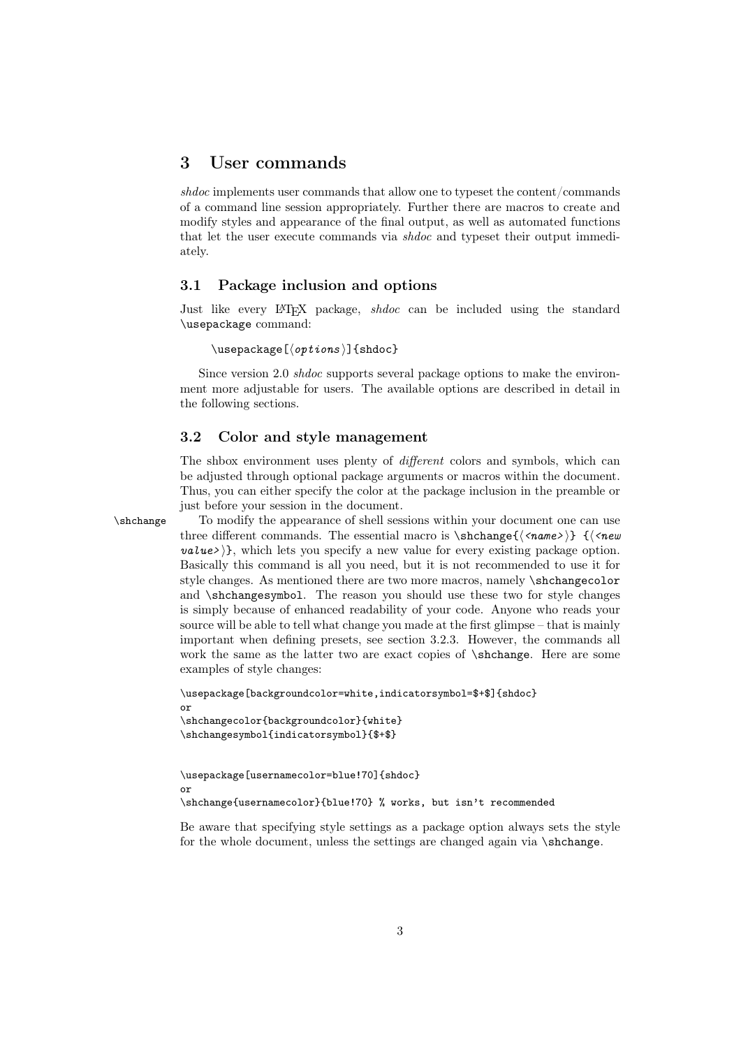## 3 User commands

*shdoc* implements user commands that allow one to typeset the content/commands of a command line session appropriately. Further there are macros to create and modify styles and appearance of the final output, as well as automated functions that let the user execute commands via *shdoc* and typeset their output immediately.

### 3.1 Package inclusion and options

Just like every LaTeX package, *shdoc* can be included using the standard `\usepackage` command:

```
\usepackage[⟨options⟩]{shdoc}
```

Since version 2.0 *shdoc* supports several package options to make the environment more adjustable for users. The available options are described in detail in the following sections.

### 3.2 Color and style management

The shbox environment uses plenty of *different* colors and symbols, which can be adjusted through optional package arguments or macros within the document. Thus, you can either specify the color at the package inclusion in the preamble or just before your session in the document.

`\shchange` To modify the appearance of shell sessions within your document one can use three different commands. The essential macro is `\shchange{⟨<name>⟩} {⟨<new value>⟩}`, which lets you specify a new value for every existing package option. Basically this command is all you need, but it is not recommended to use it for style changes. As mentioned there are two more macros, namely `\shchangecolor` and `\shchangesymbol`. The reason you should use these two for style changes is simply because of enhanced readability of your code. Anyone who reads your source will be able to tell what change you made at the first glimpse – that is mainly important when defining presets, see section 3.2.3. However, the commands all work the same as the latter two are exact copies of `\shchange`. Here are some examples of style changes:

```
\usepackage[backgroundcolor=white,indicatorsymbol=$+$]{shdoc}
or
\shchangecolor{backgroundcolor}{white}
\shchangesymbol{indicatorsymbol}{$+$}


\usepackage[usernamecolor=blue!70]{shdoc}
or
\shchange{usernamecolor}{blue!70} % works, but isn't recommended
```

Be aware that specifying style settings as a package option always sets the style for the whole document, unless the settings are changed again via `\shchange`.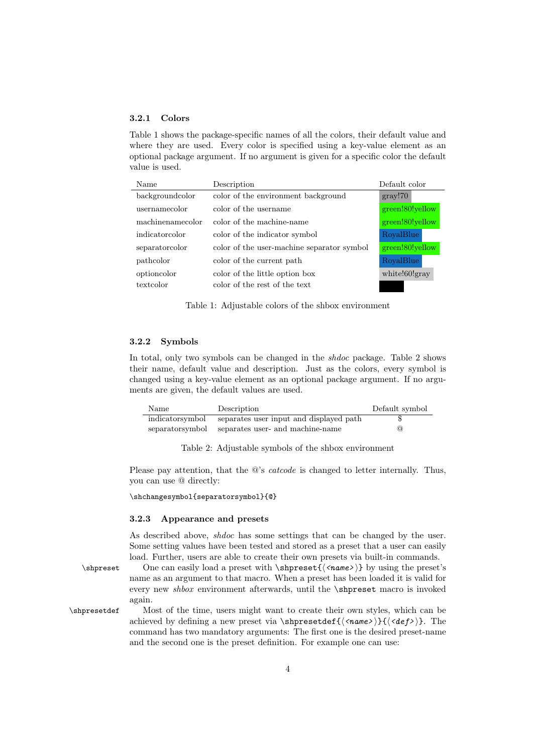### 3.2.1 Colors

Table 1 shows the package-specific names of all the colors, their default value and where they are used. Every color is specified using a key-value element as an optional package argument. If no argument is given for a specific color the default value is used.

| Name | Description | Default color |
|---|---|---|
| backgroundcolor | color of the environment background | gray!70 |
| usernamecolor | color of the username | green!80!yellow |
| machinenamecolor | color of the machine-name | green!80!yellow |
| indicatorcolor | color of the indicator symbol | RoyalBlue |
| separatorcolor | color of the user-machine separator symbol | green!80!yellow |
| pathcolor | color of the current path | RoyalBlue |
| optioncolor | color of the little option box | white!60!gray |
| textcolor | color of the rest of the text | |

Table 1: Adjustable colors of the shbox environment

### 3.2.2 Symbols

In total, only two symbols can be changed in the *shdoc* package. Table 2 shows their name, default value and description. Just as the colors, every symbol is changed using a key-value element as an optional package argument. If no arguments are given, the default values are used.

| Name | Description | Default symbol |
|---|---|---|
| indicatorsymbol | separates user input and displayed path | $ |
| separatorsymbol | separates user- and machine-name | @ |

Table 2: Adjustable symbols of the shbox environment

Please pay attention, that the @'s *catcode* is changed to letter internally. Thus, you can use @ directly:

```
\shchangesymbol{separatorsymbol}{@}
```

### 3.2.3 Appearance and presets

As described above, *shdoc* has some settings that can be changed by the user. Some setting values have been tested and stored as a preset that a user can easily load. Further, users are able to create their own presets via built-in commands.

`\shpreset` One can easily load a preset with `\shpreset{⟨name⟩}` by using the preset's name as an argument to that macro. When a preset has been loaded it is valid for every new *shbox* environment afterwards, until the `\shpreset` macro is invoked again.

`\shpresetdef` Most of the time, users might want to create their own styles, which can be achieved by defining a new preset via `\shpresetdef{⟨name⟩}{⟨def⟩}`. The command has two mandatory arguments: The first one is the desired preset-name and the second one is the preset definition. For example one can use: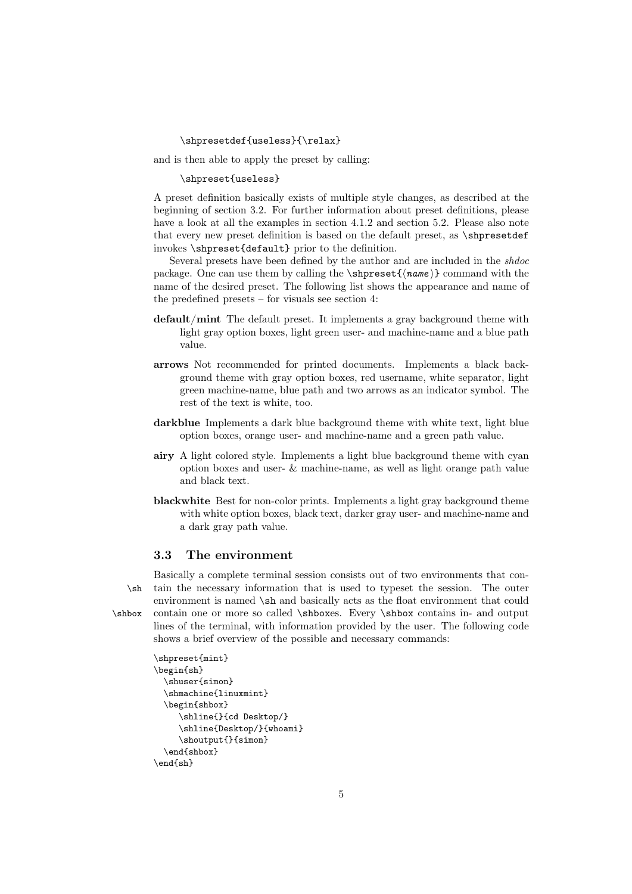```
\shpresetdef{useless}{\relax}
```

and is then able to apply the preset by calling:

```
\shpreset{useless}
```

A preset definition basically exists of multiple style changes, as described at the beginning of section 3.2. For further information about preset definitions, please have a look at all the examples in section 4.1.2 and section 5.2. Please also note that every new preset definition is based on the default preset, as `\shpresetdef` invokes `\shpreset{default}` prior to the definition.

Several presets have been defined by the author and are included in the *shdoc* package. One can use them by calling the `\shpreset{⟨name⟩}` command with the name of the desired preset. The following list shows the appearance and name of the predefined presets – for visuals see section 4:

**default/mint** The default preset. It implements a gray background theme with light gray option boxes, light green user- and machine-name and a blue path value.

**arrows** Not recommended for printed documents. Implements a black background theme with gray option boxes, red username, white separator, light green machine-name, blue path and two arrows as an indicator symbol. The rest of the text is white, too.

**darkblue** Implements a dark blue background theme with white text, light blue option boxes, orange user- and machine-name and a green path value.

**airy** A light colored style. Implements a light blue background theme with cyan option boxes and user- & machine-name, as well as light orange path value and black text.

**blackwhite** Best for non-color prints. Implements a light gray background theme with white option boxes, black text, darker gray user- and machine-name and a dark gray path value.

### 3.3 The environment

`\sh` `\shbox`

Basically a complete terminal session consists out of two environments that contain the necessary information that is used to typeset the session. The outer environment is named `\sh` and basically acts as the float environment that could contain one or more so called `\shbox`es. Every `\shbox` contains in- and output lines of the terminal, with information provided by the user. The following code shows a brief overview of the possible and necessary commands:

```
\shpreset{mint}
\begin{sh}
  \shuser{simon}
  \shmachine{linuxmint}
  \begin{shbox}
    \shline{}{cd Desktop/}
    \shline{Desktop/}{whoami}
    \shoutput{}{simon}
  \end{shbox}
\end{sh}
```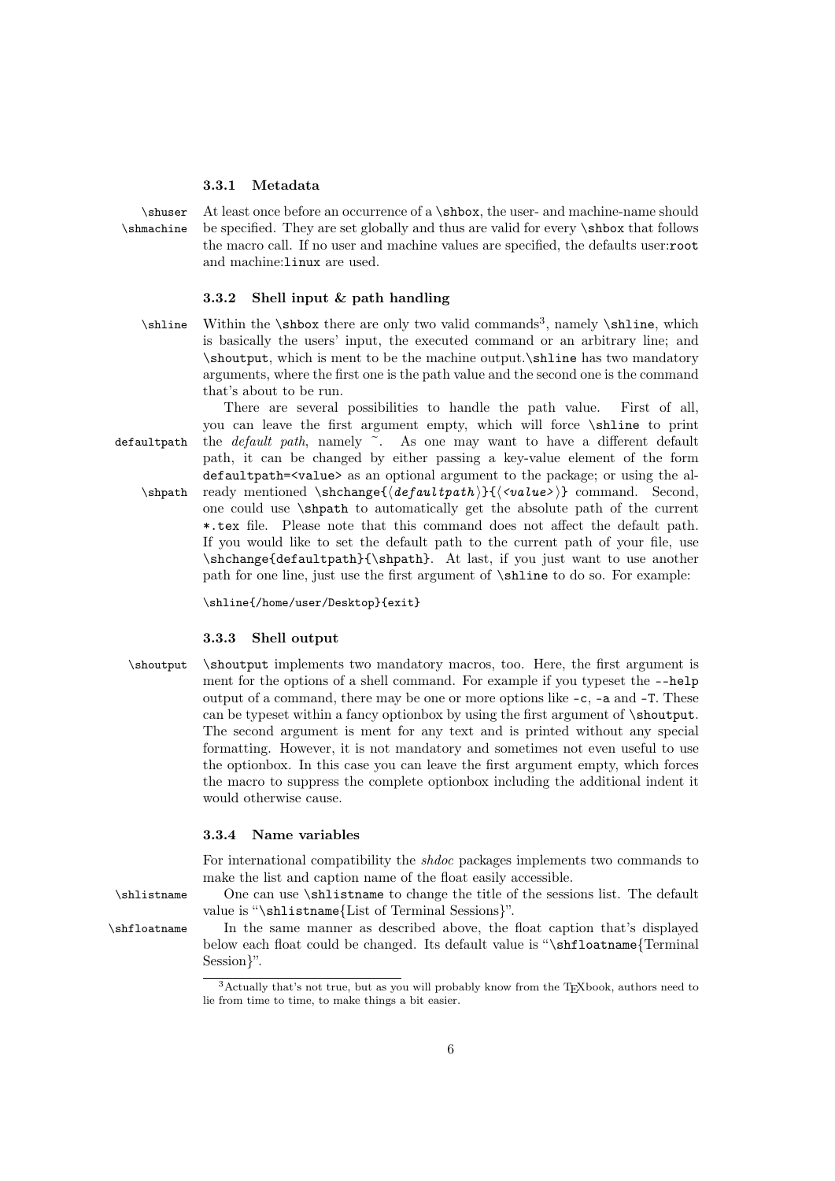### 3.3.1 Metadata

`\shuser` `\shmachine` At least once before an occurrence of a `\shbox`, the user- and machine-name should be specified. They are set globally and thus are valid for every `\shbox` that follows the macro call. If no user and machine values are specified, the defaults user:`root` and machine:`linux` are used.

### 3.3.2 Shell input & path handling

`\shline` Within the `\shbox` there are only two valid commands[3], namely `\shline`, which is basically the users' input, the executed command or an arbitrary line; and `\shoutput`, which is ment to be the machine output.`\shline` has two mandatory arguments, where the first one is the path value and the second one is the command that's about to be run.

There are several possibilities to handle the path value. First of all, you can leave the first argument empty, which will force `\shline` to print the *default path*, namely ~. As one may want to have a different default path, it can be changed by either passing a key-value element of the form `defaultpath=<value>` as an optional argument to the package; or using the already mentioned `\shchange{⟨defaultpath⟩}{⟨<value>⟩}` command. Second, one could use `\shpath` to automatically get the absolute path of the current `*.tex` file. Please note that this command does not affect the default path. If you would like to set the default path to the current path of your file, use `\shchange{defaultpath}{\shpath}`. At last, if you just want to use another path for one line, just use the first argument of `\shline` to do so. For example:

(margin notes: `defaultpath`, `\shpath`)

```
\shline{/home/user/Desktop}{exit}
```

### 3.3.3 Shell output

`\shoutput` `\shoutput` implements two mandatory macros, too. Here, the first argument is ment for the options of a shell command. For example if you typeset the `--help` output of a command, there may be one or more options like `-c`, `-a` and `-T`. These can be typeset within a fancy optionbox by using the first argument of `\shoutput`. The second argument is ment for any text and is printed without any special formatting. However, it is not mandatory and sometimes not even useful to use the optionbox. In this case you can leave the first argument empty, which forces the macro to suppress the complete optionbox including the additional indent it would otherwise cause.

### 3.3.4 Name variables

For international compatibility the *shdoc* packages implements two commands to make the list and caption name of the float easily accessible.

`\shlistname` One can use `\shlistname` to change the title of the sessions list. The default value is "`\shlistname`{List of Terminal Sessions}".

`\shfloatname` In the same manner as described above, the float caption that's displayed below each float could be changed. Its default value is "`\shfloatname`{Terminal Session}".

[3] Actually that's not true, but as you will probably know from the TeXbook, authors need to lie from time to time, to make things a bit easier.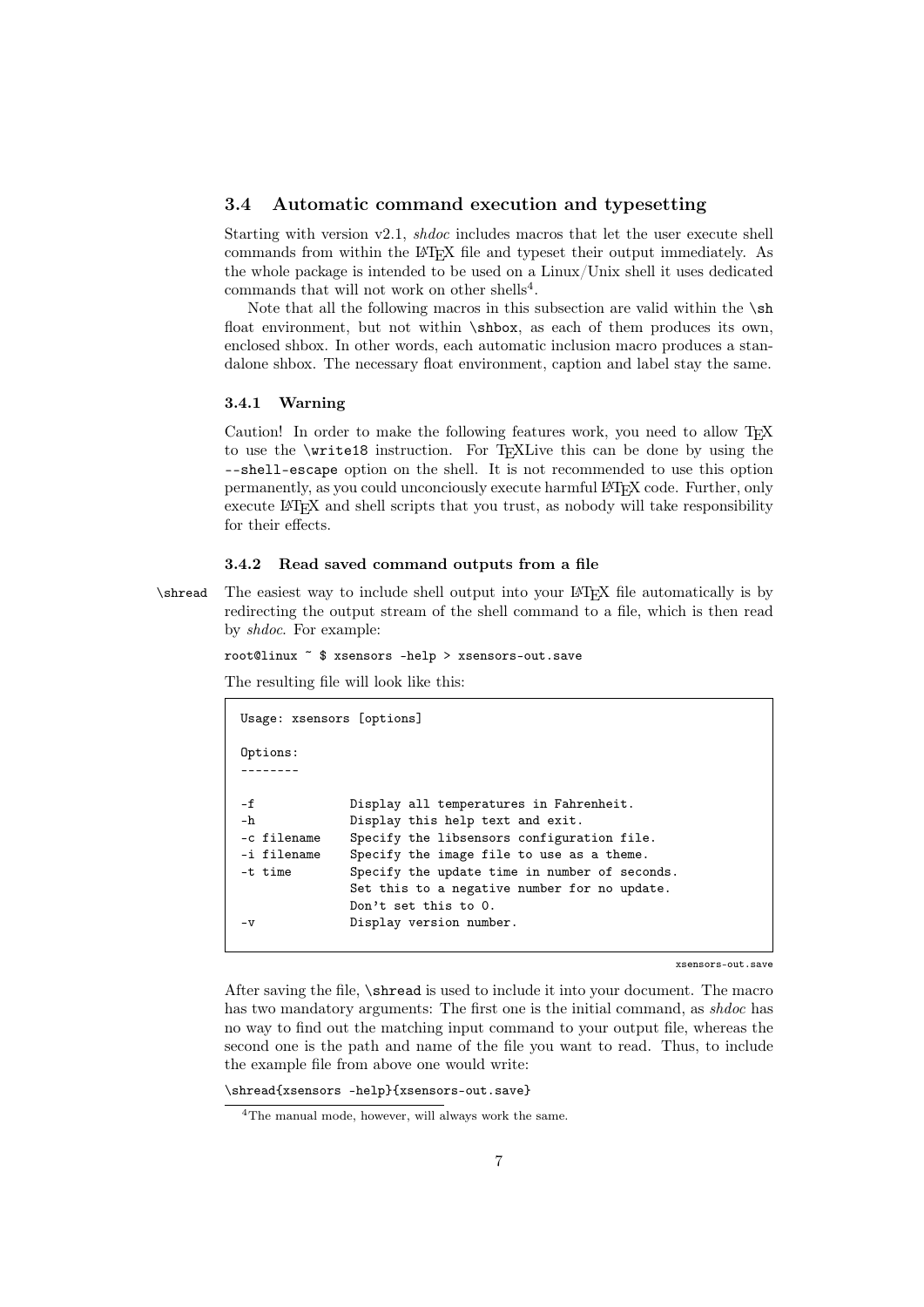## 3.4 Automatic command execution and typesetting

Starting with version v2.1, *shdoc* includes macros that let the user execute shell commands from within the LaTeX file and typeset their output immediately. As the whole package is intended to be used on a Linux/Unix shell it uses dedicated commands that will not work on other shells[4].

Note that all the following macros in this subsection are valid within the `\sh` float environment, but not within `\shbox`, as each of them produces its own, enclosed shbox. In other words, each automatic inclusion macro produces a standalone shbox. The necessary float environment, caption and label stay the same.

### 3.4.1 Warning

Caution! In order to make the following features work, you need to allow TeX to use the `\write18` instruction. For TeXLive this can be done by using the `--shell-escape` option on the shell. It is not recommended to use this option permanently, as you could unconciously execute harmful LaTeX code. Further, only execute LaTeX and shell scripts that you trust, as nobody will take responsibility for their effects.

### 3.4.2 Read saved command outputs from a file

`\shread` The easiest way to include shell output into your LaTeX file automatically is by redirecting the output stream of the shell command to a file, which is then read by *shdoc*. For example:

```
root@linux ~ $ xsensors -help > xsensors-out.save
```

The resulting file will look like this:

```
Usage: xsensors [options]

Options:
--------

-f             Display all temperatures in Fahrenheit.
-h             Display this help text and exit.
-c filename    Specify the libsensors configuration file.
-i filename    Specify the image file to use as a theme.
-t time        Specify the update time in number of seconds.
               Set this to a negative number for no update.
               Don't set this to 0.
-v             Display version number.
```

xsensors-out.save

After saving the file, `\shread` is used to include it into your document. The macro has two mandatory arguments: The first one is the initial command, as *shdoc* has no way to find out the matching input command to your output file, whereas the second one is the path and name of the file you want to read. Thus, to include the example file from above one would write:

```
\shread{xsensors -help}{xsensors-out.save}
```

[4]The manual mode, however, will always work the same.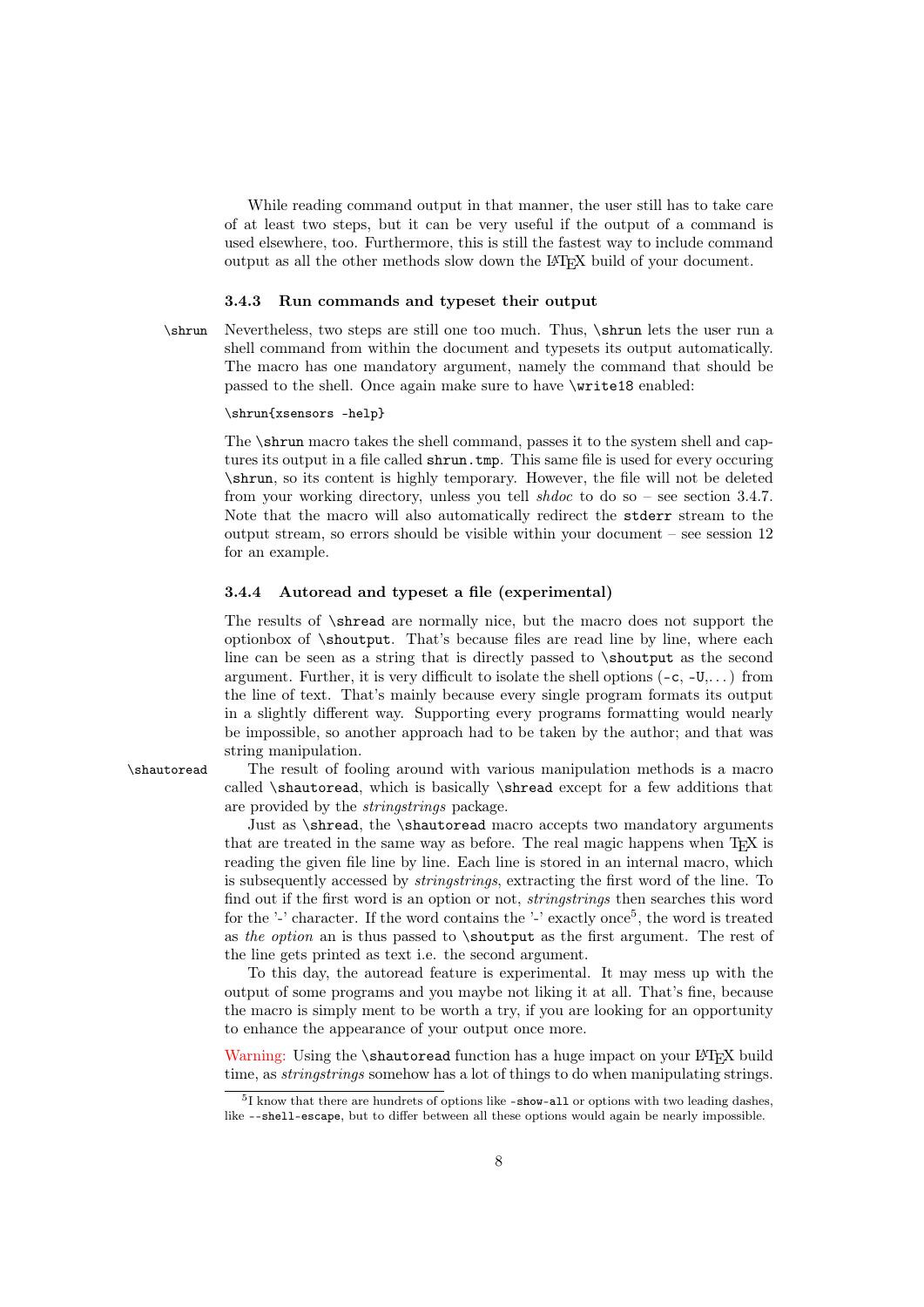While reading command output in that manner, the user still has to take care of at least two steps, but it can be very useful if the output of a command is used elsewhere, too. Furthermore, this is still the fastest way to include command output as all the other methods slow down the LaTeX build of your document.

### 3.4.3 Run commands and typeset their output

\shrun Nevertheless, two steps are still one too much. Thus, `\shrun` lets the user run a shell command from within the document and typesets its output automatically. The macro has one mandatory argument, namely the command that should be passed to the shell. Once again make sure to have `\write18` enabled:

```
\shrun{xsensors -help}
```

The `\shrun` macro takes the shell command, passes it to the system shell and captures its output in a file called `shrun.tmp`. This same file is used for every occuring `\shrun`, so its content is highly temporary. However, the file will not be deleted from your working directory, unless you tell *shdoc* to do so – see section 3.4.7. Note that the macro will also automatically redirect the `stderr` stream to the output stream, so errors should be visible within your document – see session 12 for an example.

### 3.4.4 Autoread and typeset a file (experimental)

The results of `\shread` are normally nice, but the macro does not support the optionbox of `\shoutput`. That's because files are read line by line, where each line can be seen as a string that is directly passed to `\shoutput` as the second argument. Further, it is very difficult to isolate the shell options (`-c`, `-U`,...) from the line of text. That's mainly because every single program formats its output in a slightly different way. Supporting every programs formatting would nearly be impossible, so another approach had to be taken by the author; and that was string manipulation.

\shautoread The result of fooling around with various manipulation methods is a macro called `\shautoread`, which is basically `\shread` except for a few additions that are provided by the *stringstrings* package.

Just as `\shread`, the `\shautoread` macro accepts two mandatory arguments that are treated in the same way as before. The real magic happens when TeX is reading the given file line by line. Each line is stored in an internal macro, which is subsequently accessed by *stringstrings*, extracting the first word of the line. To find out if the first word is an option or not, *stringstrings* then searches this word for the '-' character. If the word contains the '-' exactly once[5], the word is treated as *the option* an is thus passed to `\shoutput` as the first argument. The rest of the line gets printed as text i.e. the second argument.

To this day, the autoread feature is experimental. It may mess up with the output of some programs and you maybe not liking it at all. That's fine, because the macro is simply ment to be worth a try, if you are looking for an opportunity to enhance the appearance of your output once more.

Warning: Using the `\shautoread` function has a huge impact on your LaTeX build time, as *stringstrings* somehow has a lot of things to do when manipulating strings.

[5] I know that there are hundrets of options like `-show-all` or options with two leading dashes, like `--shell-escape`, but to differ between all these options would again be nearly impossible.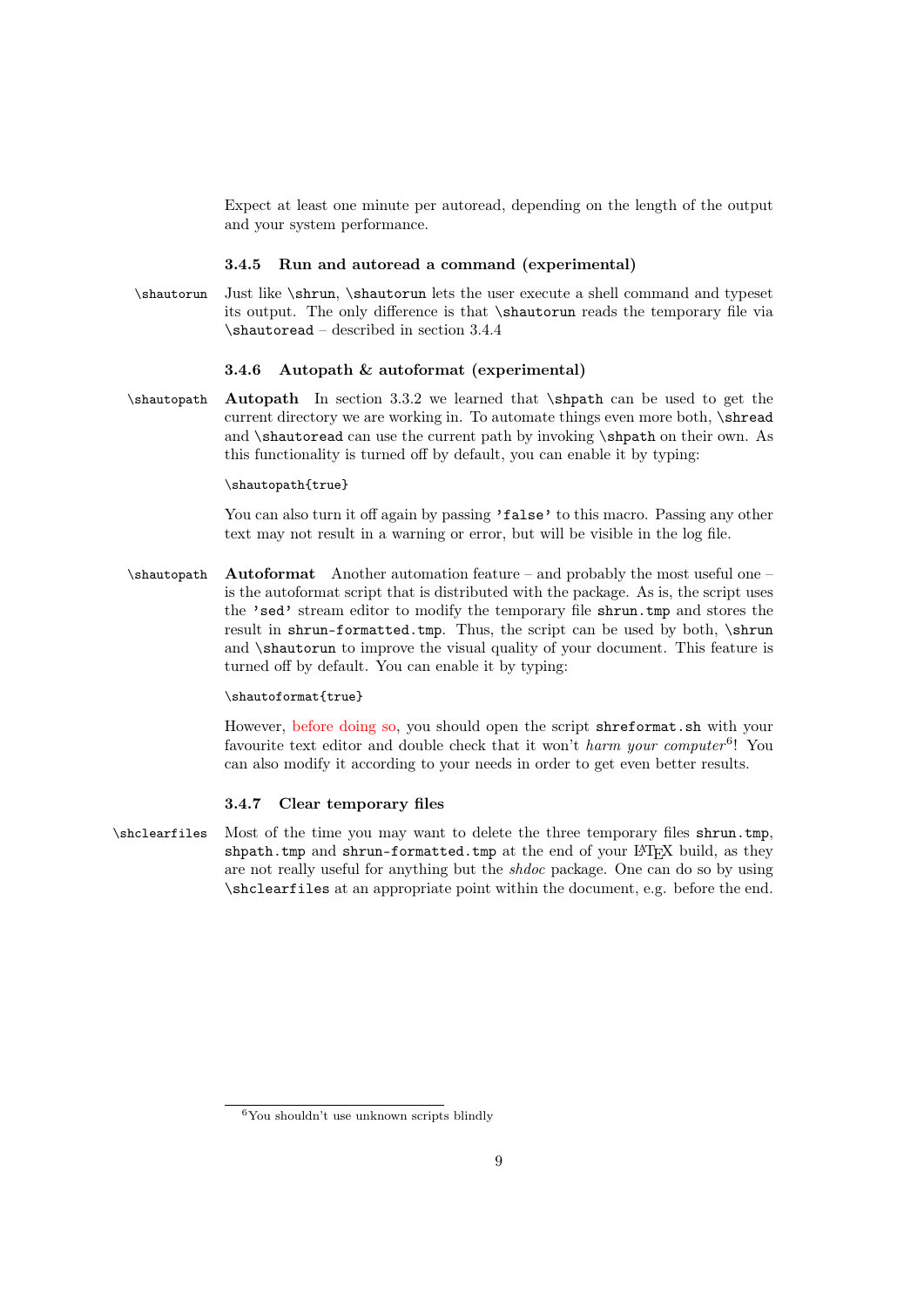Expect at least one minute per autoread, depending on the length of the output and your system performance.

### 3.4.5 Run and autoread a command (experimental)

`\shautorun` Just like `\shrun`, `\shautorun` lets the user execute a shell command and typeset its output. The only difference is that `\shautorun` reads the temporary file via `\shautoread` – described in section 3.4.4

### 3.4.6 Autopath & autoformat (experimental)

`\shautopath` **Autopath** In section 3.3.2 we learned that `\shpath` can be used to get the current directory we are working in. To automate things even more both, `\shread` and `\shautoread` can use the current path by invoking `\shpath` on their own. As this functionality is turned off by default, you can enable it by typing:

```
\shautopath{true}
```

You can also turn it off again by passing `'false'` to this macro. Passing any other text may not result in a warning or error, but will be visible in the log file.

`\shautopath` **Autoformat** Another automation feature – and probably the most useful one – is the autoformat script that is distributed with the package. As is, the script uses the `'sed'` stream editor to modify the temporary file `shrun.tmp` and stores the result in `shrun-formatted.tmp`. Thus, the script can be used by both, `\shrun` and `\shautorun` to improve the visual quality of your document. This feature is turned off by default. You can enable it by typing:

```
\shautoformat{true}
```

However, before doing so, you should open the script `shreformat.sh` with your favourite text editor and double check that it won't *harm your computer*[6]! You can also modify it according to your needs in order to get even better results.

### 3.4.7 Clear temporary files

`\shclearfiles` Most of the time you may want to delete the three temporary files `shrun.tmp`, `shpath.tmp` and `shrun-formatted.tmp` at the end of your LaTeX build, as they are not really useful for anything but the *shdoc* package. One can do so by using `\shclearfiles` at an appropriate point within the document, e.g. before the end.

---

[6] You shouldn't use unknown scripts blindly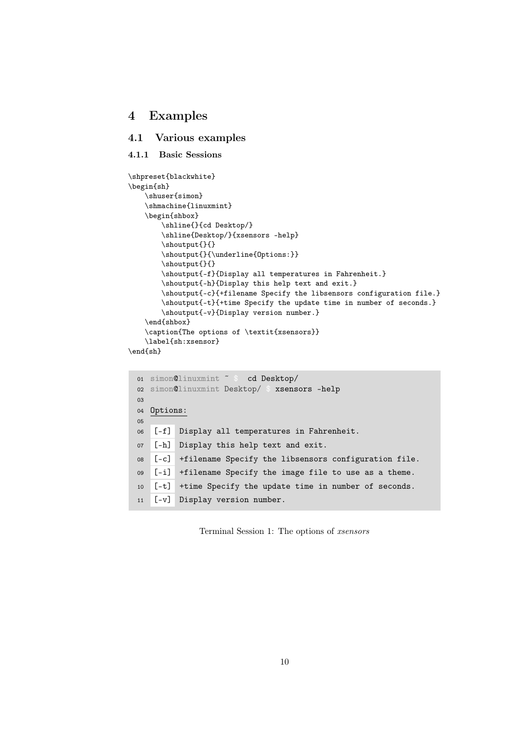# 4 Examples

## 4.1 Various examples

### 4.1.1 Basic Sessions

```
\shpreset{blackwhite}
\begin{sh}
    \shuser{simon}
    \shmachine{linuxmint}
    \begin{shbox}
        \shline{}{cd Desktop/}
        \shline{Desktop/}{xsensors -help}
        \shoutput{}{}
        \shoutput{}{\underline{Options:}}
        \shoutput{}{}
        \shoutput{-f}{Display all temperatures in Fahrenheit.}
        \shoutput{-h}{Display this help text and exit.}
        \shoutput{-c}{+filename Specify the libsensors configuration file.}
        \shoutput{-t}{+time Specify the update time in number of seconds.}
        \shoutput{-v}{Display version number.}
    \end{shbox}
    \caption{The options of \textit{xsensors}}
    \label{sh:xsensor}
\end{sh}
```

```
01 simon@linuxmint ~ $  cd Desktop/
02 simon@linuxmint Desktop/ $ xsensors -help
03
04 Options:
05
06  [-f]  Display all temperatures in Fahrenheit.
07  [-h]  Display this help text and exit.
08  [-c]  +filename Specify the libsensors configuration file.
09  [-i]  +filename Specify the image file to use as a theme.
10  [-t]  +time Specify the update time in number of seconds.
11  [-v]  Display version number.
```

Terminal Session 1: The options of *xsensors*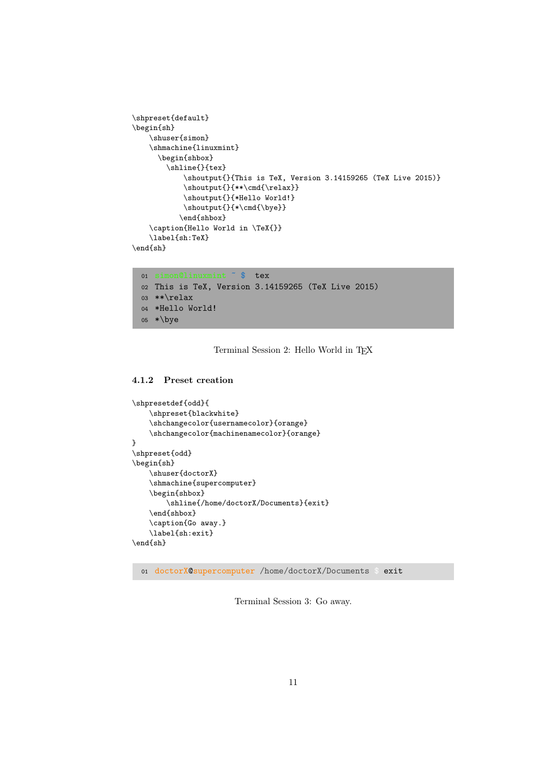```
\shpreset{default}
\begin{sh}
    \shuser{simon}
    \shmachine{linuxmint}
      \begin{shbox}
        \shline{}{tex}
            \shoutput{}{This is TeX, Version 3.14159265 (TeX Live 2015)}
            \shoutput{}{**\cmd{\relax}}
            \shoutput{}{*Hello World!}
            \shoutput{}{*\cmd{\bye}}
           \end{shbox}
    \caption{Hello World in \TeX{}}
    \label{sh:TeX}
\end{sh}
```

```
01  simon@linuxmint ~ $  tex
02  This is TeX, Version 3.14159265 (TeX Live 2015)
03  **\relax
04  *Hello World!
05  *\bye
```

Terminal Session 2: Hello World in TeX

### 4.1.2 Preset creation

```
\shpresetdef{odd}{
    \shpreset{blackwhite}
    \shchangecolor{usernamecolor}{orange}
    \shchangecolor{machinenamecolor}{orange}
}
\shpreset{odd}
\begin{sh}
    \shuser{doctorX}
    \shmachine{supercomputer}
    \begin{shbox}
        \shline{/home/doctorX/Documents}{exit}
    \end{shbox}
    \caption{Go away.}
    \label{sh:exit}
\end{sh}
```

```
01  doctorX@supercomputer /home/doctorX/Documents $ exit
```

Terminal Session 3: Go away.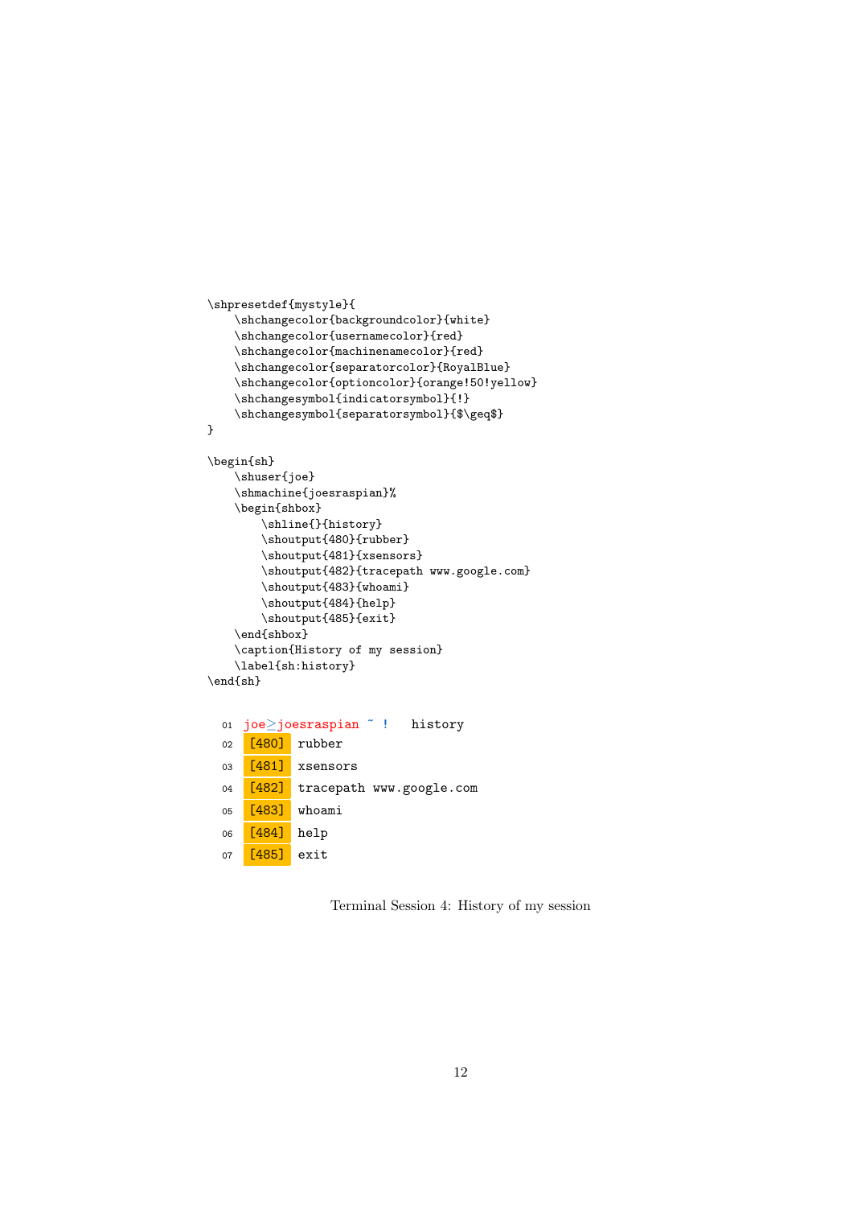```
\shpresetdef{mystyle}{
    \shchangecolor{backgroundcolor}{white}
    \shchangecolor{usernamecolor}{red}
    \shchangecolor{machinenamecolor}{red}
    \shchangecolor{separatorcolor}{RoyalBlue}
    \shchangecolor{optioncolor}{orange!50!yellow}
    \shchangesymbol{indicatorsymbol}{!}
    \shchangesymbol{separatorsymbol}{$\geq$}
}

\begin{sh}
    \shuser{joe}
    \shmachine{joesraspian}%
    \begin{shbox}
        \shline{}{history}
        \shoutput{480}{rubber}
        \shoutput{481}{xsensors}
        \shoutput{482}{tracepath www.google.com}
        \shoutput{483}{whoami}
        \shoutput{484}{help}
        \shoutput{485}{exit}
    \end{shbox}
    \caption{History of my session}
    \label{sh:history}
\end{sh}
```

```
01  joe≥joesraspian ~ !   history
02   [480]  rubber
03   [481]  xsensors
04   [482]  tracepath www.google.com
05   [483]  whoami
06   [484]  help
07   [485]  exit
```

Terminal Session 4: History of my session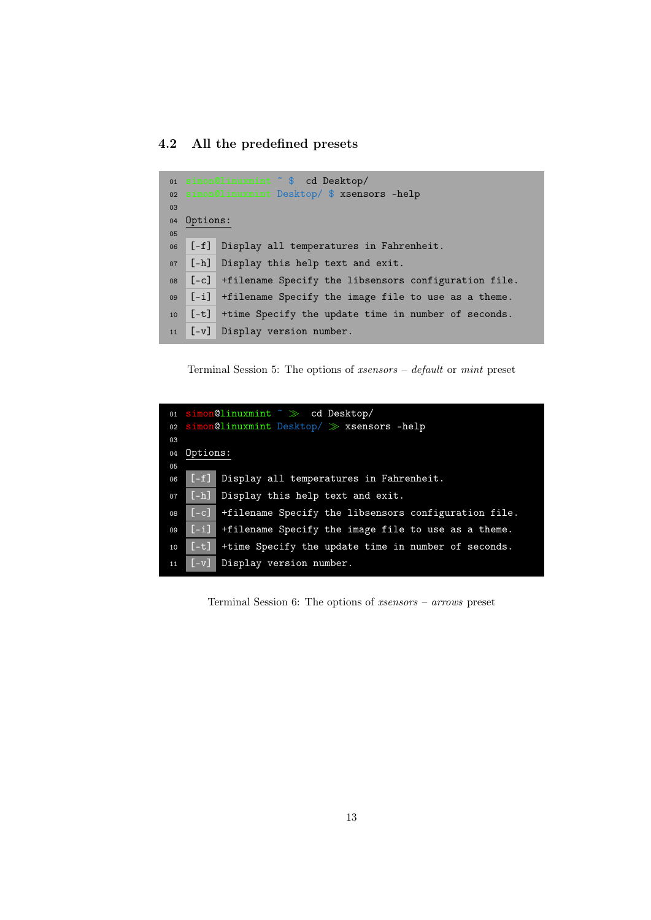### 4.2 All the predefined presets

```
01 simon@linuxmint ~ $  cd Desktop/
02 simon@linuxmint Desktop/ $ xsensors -help
03
04 Options:
05
06 [-f]  Display all temperatures in Fahrenheit.
07 [-h]  Display this help text and exit.
08 [-c]  +filename Specify the libsensors configuration file.
09 [-i]  +filename Specify the image file to use as a theme.
10 [-t]  +time Specify the update time in number of seconds.
11 [-v]  Display version number.
```

Terminal Session 5: The options of *xsensors* – *default* or *mint* preset

```
01 simon@linuxmint ~ ≫  cd Desktop/
02 simon@linuxmint Desktop/ ≫ xsensors -help
03
04 Options:
05
06 [-f]  Display all temperatures in Fahrenheit.
07 [-h]  Display this help text and exit.
08 [-c]  +filename Specify the libsensors configuration file.
09 [-i]  +filename Specify the image file to use as a theme.
10 [-t]  +time Specify the update time in number of seconds.
11 [-v]  Display version number.
```

Terminal Session 6: The options of *xsensors* – *arrows* preset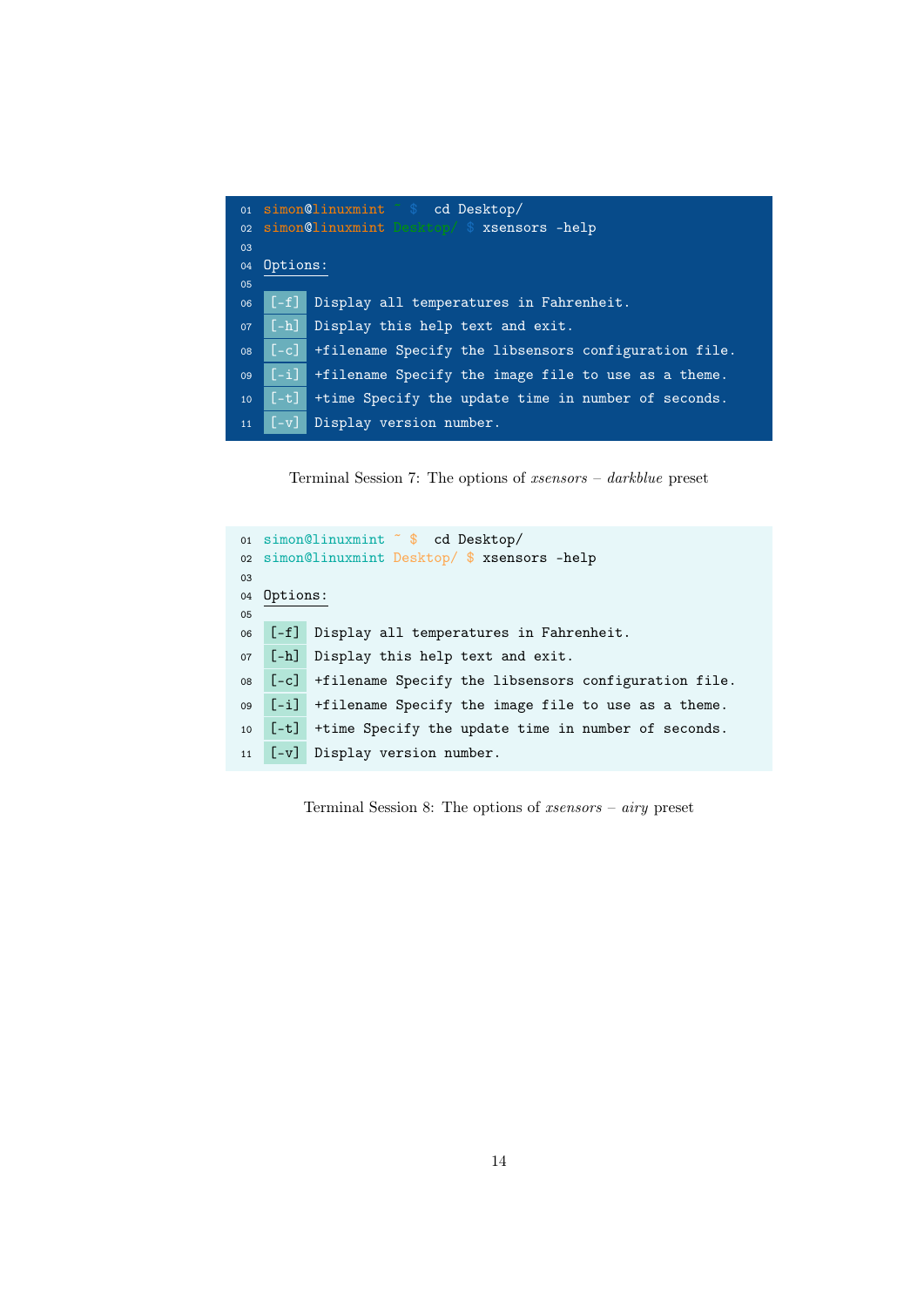```
01 simon@linuxmint ~ $  cd Desktop/
02 simon@linuxmint Desktop/ $ xsensors -help
03
04 Options:
05
06 [-f] Display all temperatures in Fahrenheit.
07 [-h] Display this help text and exit.
08 [-c] +filename Specify the libsensors configuration file.
09 [-i] +filename Specify the image file to use as a theme.
10 [-t] +time Specify the update time in number of seconds.
11 [-v] Display version number.
```

Terminal Session 7: The options of *xsensors* – *darkblue* preset

```
01 simon@linuxmint ~ $  cd Desktop/
02 simon@linuxmint Desktop/ $ xsensors -help
03
04 Options:
05
06 [-f] Display all temperatures in Fahrenheit.
07 [-h] Display this help text and exit.
08 [-c] +filename Specify the libsensors configuration file.
09 [-i] +filename Specify the image file to use as a theme.
10 [-t] +time Specify the update time in number of seconds.
11 [-v] Display version number.
```

Terminal Session 8: The options of *xsensors* – *airy* preset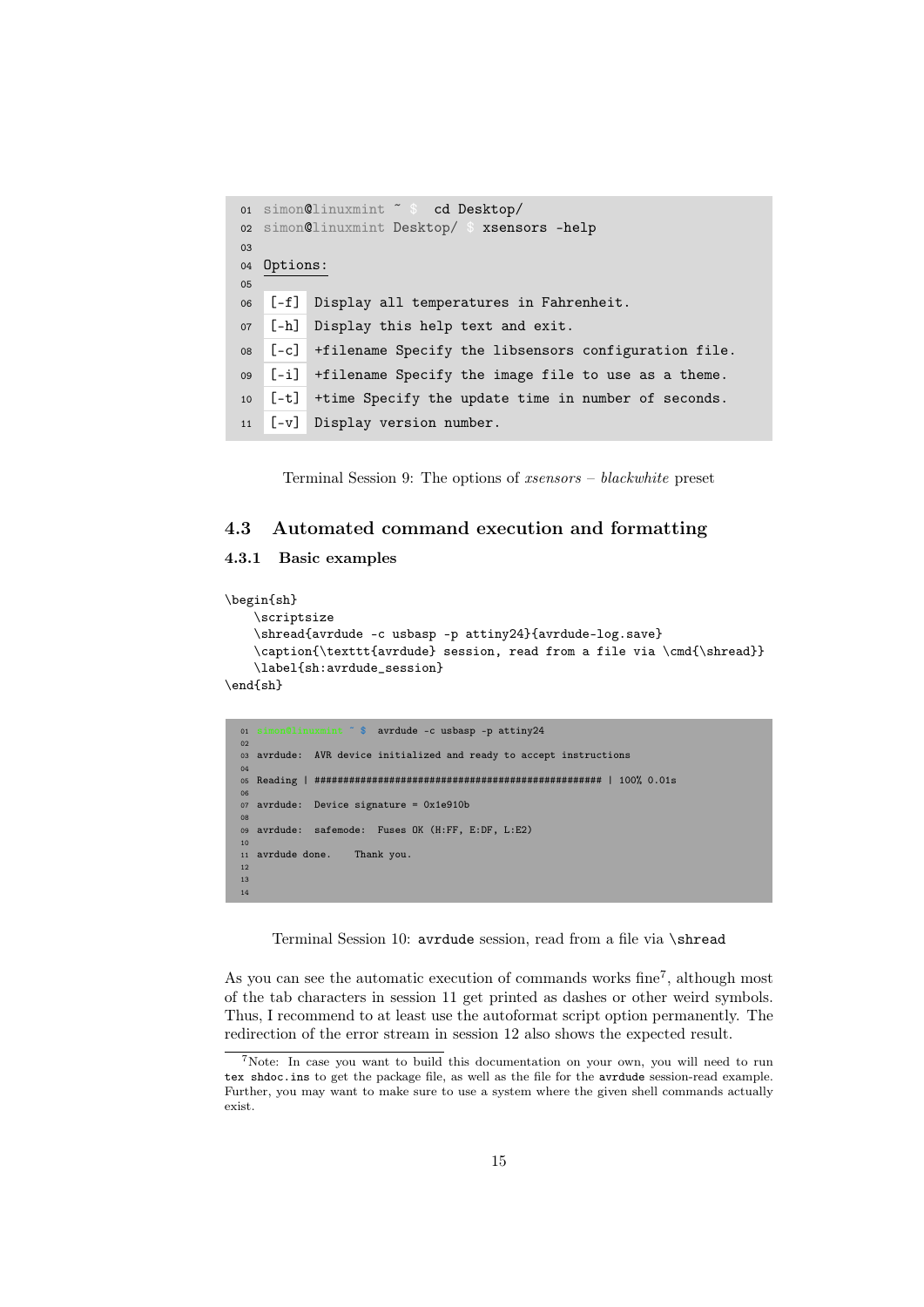```
01 simon@linuxmint ~ $  cd Desktop/
02 simon@linuxmint Desktop/ $ xsensors -help
03
04 Options:
05
06  [-f]  Display all temperatures in Fahrenheit.
07  [-h]  Display this help text and exit.
08  [-c]  +filename Specify the libsensors configuration file.
09  [-i]  +filename Specify the image file to use as a theme.
10  [-t]  +time Specify the update time in number of seconds.
11  [-v]  Display version number.
```

Terminal Session 9: The options of *xsensors* – *blackwhite* preset

## 4.3 Automated command execution and formatting

### 4.3.1 Basic examples

```
\begin{sh}
    \scriptsize
    \shread{avrdude -c usbasp -p attiny24}{avrdude-log.save}
    \caption{\texttt{avrdude} session, read from a file via \cmd{\shread}}
    \label{sh:avrdude_session}
\end{sh}
```

```
01 ~ $  avrdude -c usbasp -p attiny24
02
03 avrdude:  AVR device initialized and ready to accept instructions
04
05 Reading | ################################################## | 100% 0.01s
06
07 avrdude:  Device signature = 0x1e910b
08
09 avrdude:  safemode:  Fuses OK (H:FF, E:DF, L:E2)
10
11 avrdude done.    Thank you.
12
13
14
```

Terminal Session 10: `avrdude` session, read from a file via `\shread`

As you can see the automatic execution of commands works fine[7], although most of the tab characters in session 11 get printed as dashes or other weird symbols. Thus, I recommend to at least use the autoformat script option permanently. The redirection of the error stream in session 12 also shows the expected result.

[7]Note: In case you want to build this documentation on your own, you will need to run `tex shdoc.ins` to get the package file, as well as the file for the `avrdude` session-read example. Further, you may want to make sure to use a system where the given shell commands actually exist.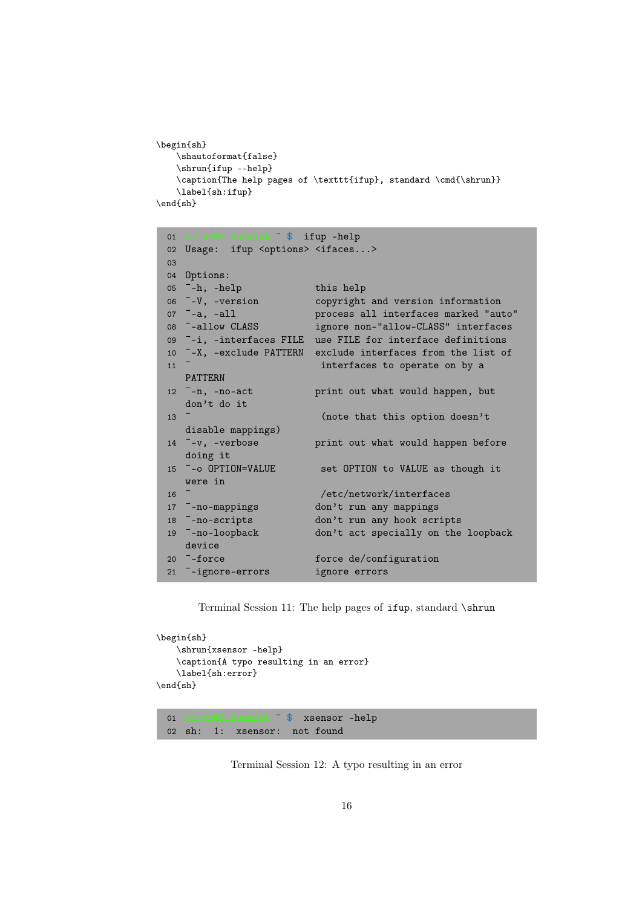```
\begin{sh}
    \shautoformat{false}
    \shrun{ifup --help}
    \caption{The help pages of \texttt{ifup}, standard \cmd{\shrun}}
    \label{sh:ifup}
\end{sh}
```

```
01 simon@lironsoit ~ $  ifup -help
02 Usage:  ifup <options> <ifaces...>
03
04 Options:
05 ˜-h, -help              this help
06 ˜-V, -version           copyright and version information
07 ˜-a, -all               process all interfaces marked "auto"
08 ˜-allow CLASS           ignore non-"allow-CLASS" interfaces
09 ˜-i, -interfaces FILE   use FILE for interface definitions
10 ˜-X, -exclude PATTERN   exclude interfaces from the list of
11 ˜                        interfaces to operate on by a
   PATTERN
12 ˜-n, -no-act            print out what would happen, but
   don't do it
13 ˜                        (note that this option doesn't
   disable mappings)
14 ˜-v, -verbose           print out what would happen before
   doing it
15 ˜-o OPTION=VALUE         set OPTION to VALUE as though it
   were in
16 ˜                        /etc/network/interfaces
17 ˜-no-mappings           don't run any mappings
18 ˜-no-scripts            don't run any hook scripts
19 ˜-no-loopback           don't act specially on the loopback
   device
20 ˜-force                 force de/configuration
21 ˜-ignore-errors         ignore errors
```

Terminal Session 11: The help pages of ifup, standard \shrun

```
\begin{sh}
    \shrun{xsensor -help}
    \caption{A typo resulting in an error}
    \label{sh:error}
\end{sh}
```

```
01 simon@lironsoit ~ $  xsensor -help
02 sh:  1:  xsensor:  not found
```

Terminal Session 12: A typo resulting in an error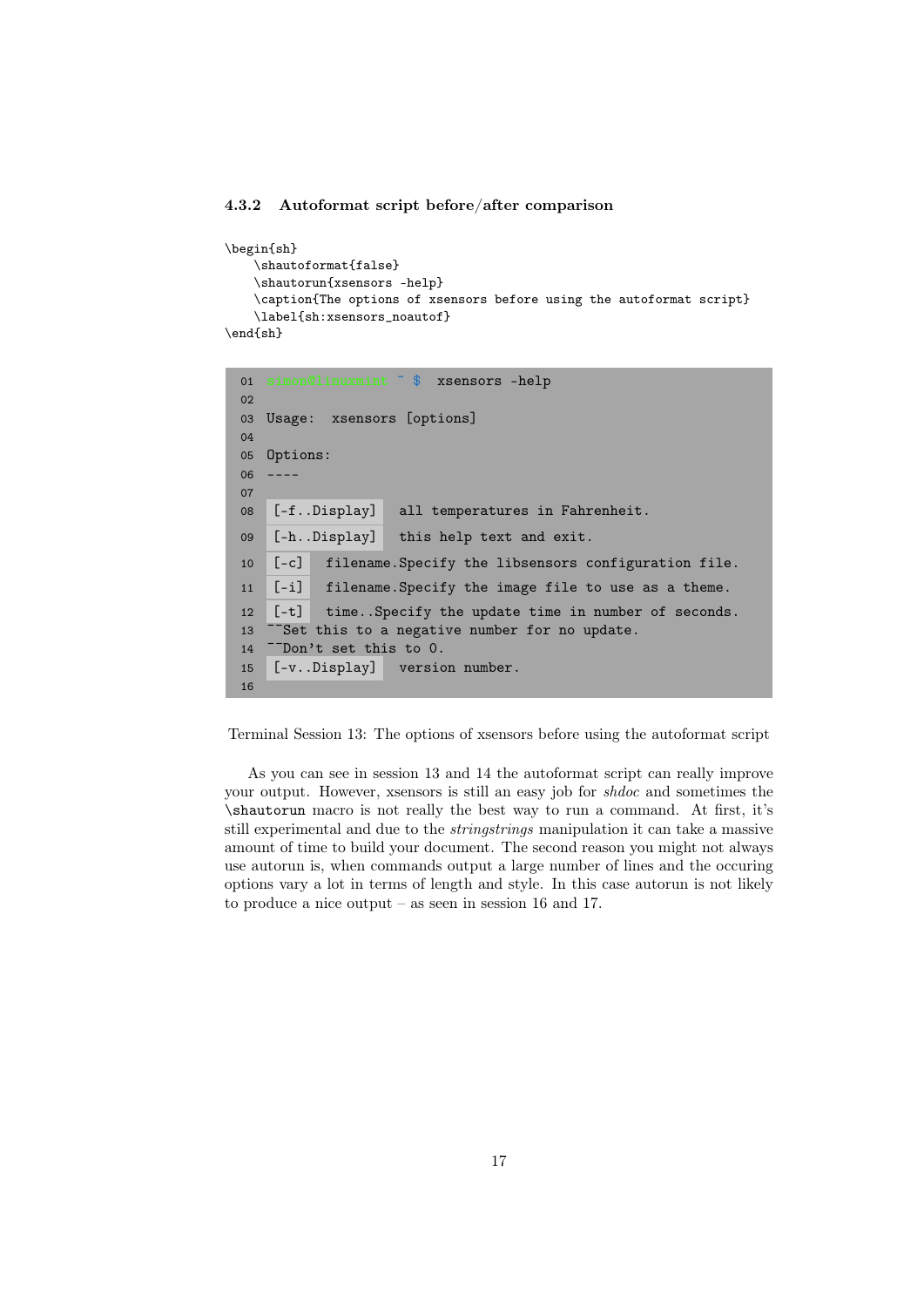### 4.3.2 Autoformat script before/after comparison

```
\begin{sh}
    \shautoformat{false}
    \shautorun{xsensors -help}
    \caption{The options of xsensors before using the autoformat script}
    \label{sh:xsensors_noautof}
\end{sh}
```

```
01  simon@linuxmint ~ $  xsensors -help
02
03  Usage:  xsensors [options]
04
05  Options:
06  ----
07
08   [-f..Display]   all temperatures in Fahrenheit.
09   [-h..Display]   this help text and exit.
10   [-c]   filename.Specify the libsensors configuration file.
11   [-i]   filename.Specify the image file to use as a theme.
12   [-t]   time..Specify the update time in number of seconds.
13  ~~Set this to a negative number for no update.
14  ~~Don't set this to 0.
15   [-v..Display]   version number.
16
```

Terminal Session 13: The options of xsensors before using the autoformat script

As you can see in session 13 and 14 the autoformat script can really improve your output. However, xsensors is still an easy job for *shdoc* and sometimes the `\shautorun` macro is not really the best way to run a command. At first, it's still experimental and due to the *stringstrings* manipulation it can take a massive amount of time to build your document. The second reason you might not always use autorun is, when commands output a large number of lines and the occuring options vary a lot in terms of length and style. In this case autorun is not likely to produce a nice output – as seen in session 16 and 17.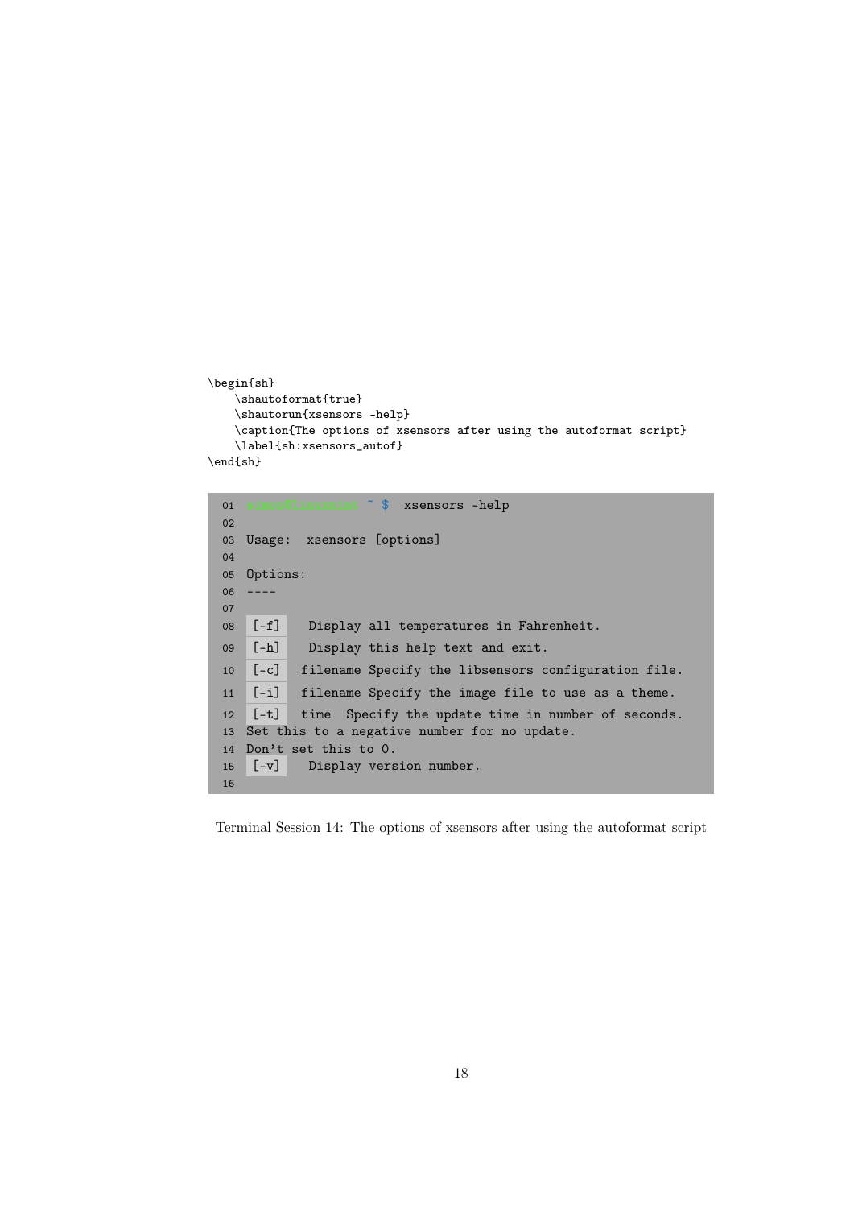```
\begin{sh}
    \shautoformat{true}
    \shautorun{xsensors -help}
    \caption{The options of xsensors after using the autoformat script}
    \label{sh:xsensors_autof}
\end{sh}
```

```
01 simon@lirorwirw ~ $  xsensors -help
02
03 Usage:  xsensors [options]
04
05 Options:
06 ----
07
08  [-f]    Display all temperatures in Fahrenheit.
09  [-h]    Display this help text and exit.
10  [-c]   filename Specify the libsensors configuration file.
11  [-i]   filename Specify the image file to use as a theme.
12  [-t]   time  Specify the update time in number of seconds.
13 Set this to a negative number for no update.
14 Don't set this to 0.
15  [-v]    Display version number.
16
```

Terminal Session 14: The options of xsensors after using the autoformat script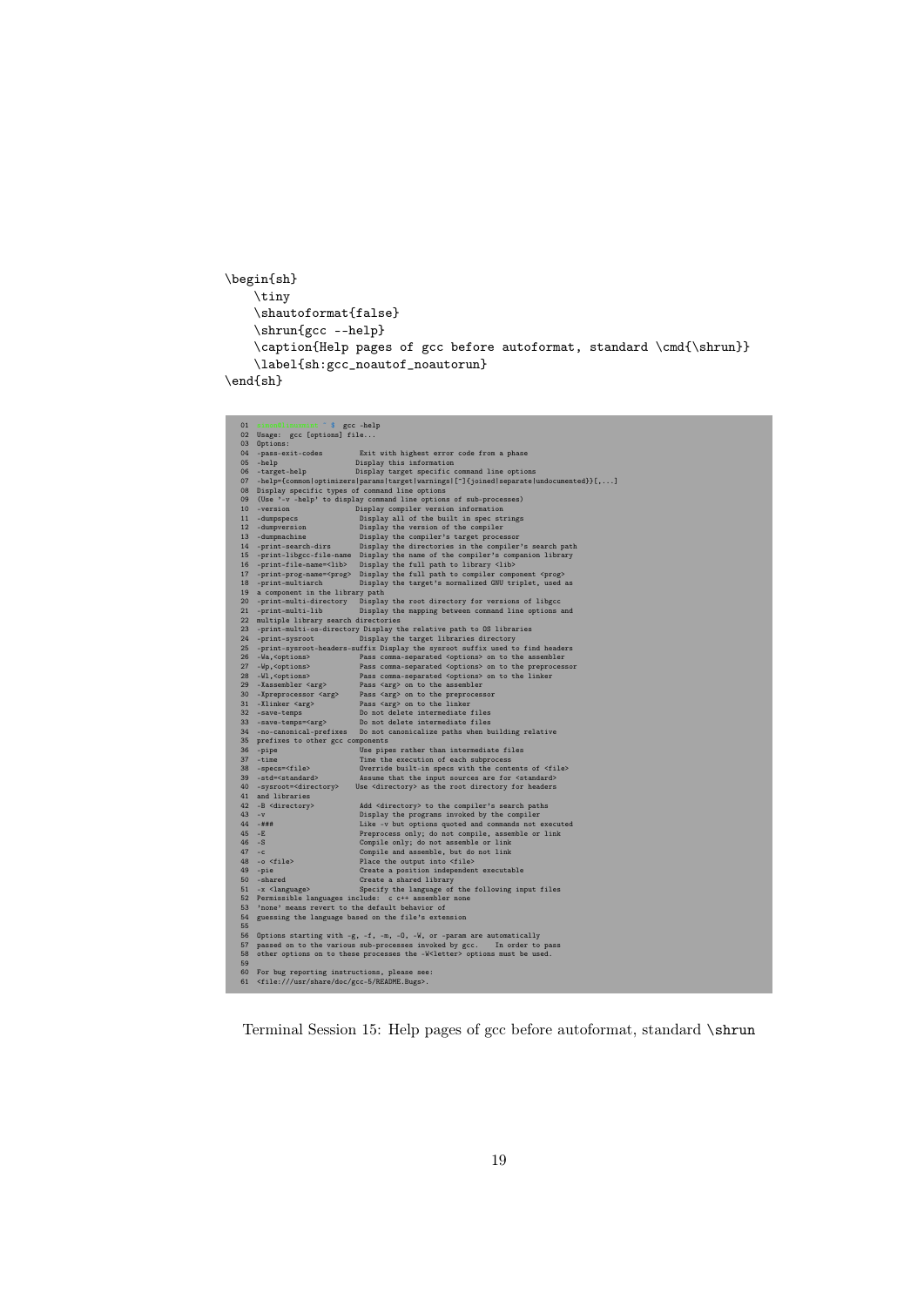```
\begin{sh}
    \tiny
    \shautoformat{false}
    \shrun{gcc --help}
    \caption{Help pages of gcc before autoformat, standard \cmd{\shrun}}
    \label{sh:gcc_noautof_noautorun}
\end{sh}
```

```
01 user@linux:~/ ~ $ gcc -help
02 Usage:  gcc [options] file...
03 Options:
04 -pass-exit-codes         Exit with highest error code from a phase
05 -help                   Display this information
06 -target-help            Display target specific command line options
07 -help={common|optimizers|params|target|warnings|[^]{joined|separate|undocumented}}[,...]
08 Display specific types of command line options
09 (Use '-v -help' to display command line options of sub-processes)
10 -version                Display compiler version information
11 -dumpspecs               Display all of the built in spec strings
12 -dumpversion             Display the version of the compiler
13 -dumpmachine             Display the compiler's target processor
14 -print-search-dirs       Display the directories in the compiler's search path
15 -print-libgcc-file-name  Display the name of the compiler's companion library
16 -print-file-name=<lib>   Display the full path to library <lib>
17 -print-prog-name=<prog>  Display the full path to compiler component <prog>
18 -print-multiarch         Display the target's normalized GNU triplet, used as
19 a component in the library path
20 -print-multi-directory   Display the root directory for versions of libgcc
21 -print-multi-lib         Display the mapping between command line options and
22 multiple library search directories
23 -print-multi-os-directory Display the relative path to OS libraries
24 -print-sysroot           Display the target libraries directory
25 -print-sysroot-headers-suffix Display the sysroot suffix used to find headers
26 -Wa,<options>            Pass comma-separated <options> on to the assembler
27 -Wp,<options>            Pass comma-separated <options> on to the preprocessor
28 -Wl,<options>            Pass comma-separated <options> on to the linker
29 -Xassembler <arg>        Pass <arg> on to the assembler
30 -Xpreprocessor <arg>     Pass <arg> on to the preprocessor
31 -Xlinker <arg>           Pass <arg> on to the linker
32 -save-temps              Do not delete intermediate files
33 -save-temps=<arg>        Do not delete intermediate files
34 -no-canonical-prefixes   Do not canonicalize paths when building relative
35 prefixes to other gcc components
36 -pipe                    Use pipes rather than intermediate files
37 -time                    Time the execution of each subprocess
38 -specs=<file>            Override built-in specs with the contents of <file>
39 -std=<standard>          Assume that the input sources are for <standard>
40 -sysroot=<directory>    Use <directory> as the root directory for headers
41 and libraries
42 -B <directory>           Add <directory> to the compiler's search paths
43 -v                       Display the programs invoked by the compiler
44 -###                     Like -v but options quoted and commands not executed
45 -E                       Preprocess only; do not compile, assemble or link
46 -S                       Compile only; do not assemble or link
47 -c                       Compile and assemble, but do not link
48 -o <file>                Place the output into <file>
49 -pie                     Create a position independent executable
50 -shared                  Create a shared library
51 -x <language>            Specify the language of the following input files
52 Permissible languages include:  c c++ assembler none
53 'none' means revert to the default behavior of
54 guessing the language based on the file's extension
55
56 Options starting with -g, -f, -m, -O, -W, or -param are automatically
57 passed on to the various sub-processes invoked by gcc.   In order to pass
58 other options on to these processes the -W<letter> options must be used.
59
60 For bug reporting instructions, please see:
61 <file:///usr/share/doc/gcc-5/README.Bugs>.
```

Terminal Session 15: Help pages of gcc before autoformat, standard \shrun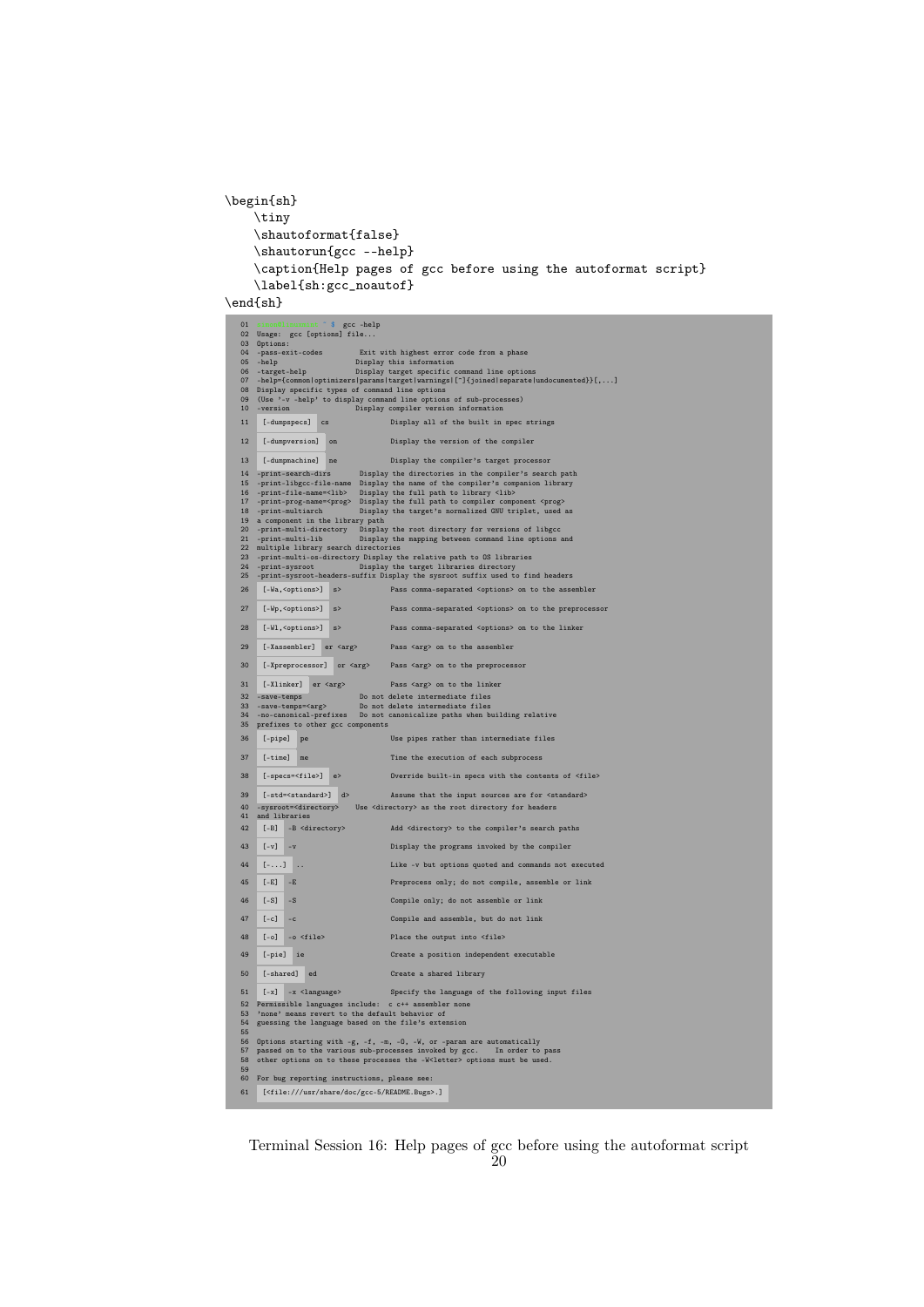```
\begin{sh}
    \tiny
    \shautoformat{false}
    \shautorun{gcc --help}
    \caption{Help pages of gcc before using the autoformat script}
    \label{sh:gcc_noautof}
\end{sh}
```

```
01  ~ $ gcc -help
02  Usage:  gcc [options] file...
03  Options:
04  -pass-exit-codes         Exit with highest error code from a phase
05  -help                    Display this information
06  -target-help             Display target specific command line options
07  -help={common|optimizers|params|target|warnings|[^]{joined|separate|undocumented}}[,...]
08  Display specific types of command line options
09  (Use '-v -help' to display command line options of sub-processes)
10  -version                 Display compiler version information
11  [-dumpspecs] cs              Display all of the built in spec strings
12  [-dumpversion] on            Display the version of the compiler
13  [-dumpmachine] ne            Display the compiler's target processor
14  -print-search-dirs       Display the directories in the compiler's search path
15  -print-libgcc-file-name  Display the name of the compiler's companion library
16  -print-file-name=<lib>   Display the full path to library <lib>
17  -print-prog-name=<prog>  Display the full path to compiler component <prog>
18  -print-multiarch         Display the target's normalized GNU triplet, used as
19  a component in the library path
20  -print-multi-directory   Display the root directory for versions of libgcc
21  -print-multi-lib         Display the mapping between command line options and
22  multiple library search directories
23  -print-multi-os-directory Display the relative path to OS libraries
24  -print-sysroot           Display the target libraries directory
25  -print-sysroot-headers-suffix Display the sysroot suffix used to find headers
26  [-Wa,<options>] s>           Pass comma-separated <options> on to the assembler
27  [-Wp,<options>] s>           Pass comma-separated <options> on to the preprocessor
28  [-Wl,<options>] s>           Pass comma-separated <options> on to the linker
29  [-Xassembler] er <arg>       Pass <arg> on to the assembler
30  [-Xpreprocessor] or <arg>    Pass <arg> on to the preprocessor
31  [-Xlinker] er <arg>          Pass <arg> on to the linker
32  -save-temps              Do not delete intermediate files
33  -save-temps=<arg>        Do not delete intermediate files
34  -no-canonical-prefixes   Do not canonicalize paths when building relative
35  prefixes to other gcc components
36  [-pipe] pe                   Use pipes rather than intermediate files
37  [-time] me                   Time the execution of each subprocess
38  [-specs=<file>] e>           Override built-in specs with the contents of <file>
39  [-std=<standard>] d>         Assume that the input sources are for <standard>
40  -sysroot=<directory>     Use <directory> as the root directory for headers
41  and libraries
42  [-B] -B <directory>          Add <directory> to the compiler's search paths
43  [-v] -v                      Display the programs invoked by the compiler
44  [-...] ..                    Like -v but options quoted and commands not executed
45  [-E] -E                      Preprocess only; do not compile, assemble or link
46  [-S] -S                      Compile only; do not assemble or link
47  [-c] -c                      Compile and assemble, but do not link
48  [-o] -o <file>               Place the output into <file>
49  [-pie] ie                    Create a position independent executable
50  [-shared] ed                 Create a shared library
51  [-x] -x <language>           Specify the language of the following input files
52  Permissible languages include:  c c++ assembler none
53  'none' means revert to the default behavior of
54  guessing the language based on the file's extension
55
56  Options starting with -g, -f, -m, -O, -W, or -param are automatically
57  passed on to the various sub-processes invoked by gcc.   In order to pass
58  other options on to these processes the -W<letter> options must be used.
59
60  For bug reporting instructions, please see:
61  [<file:///usr/share/doc/gcc-5/README.Bugs>.]
```

Terminal Session 16: Help pages of gcc before using the autoformat script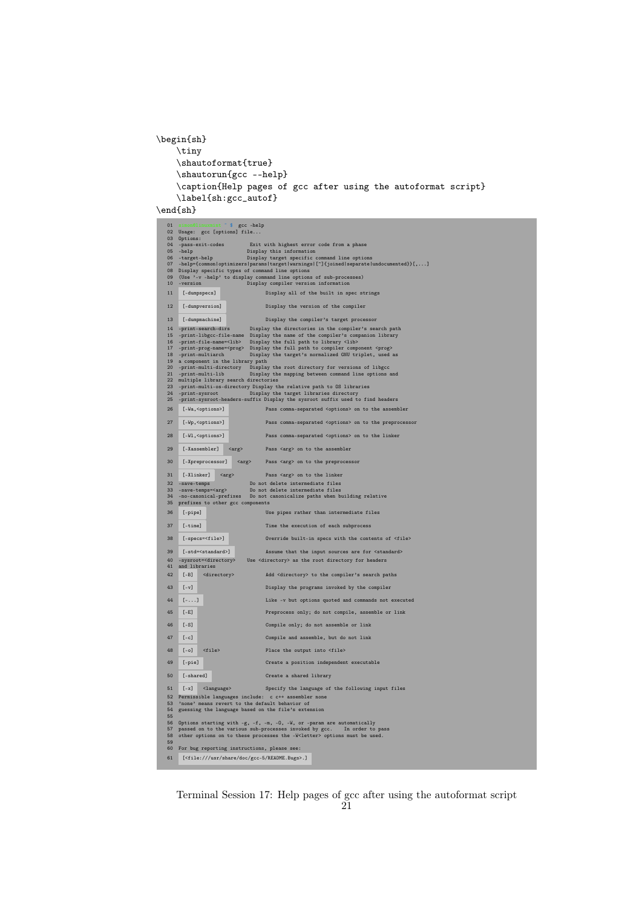```
\begin{sh}
    \tiny
    \shautoformat{true}
    \shautorun{gcc --help}
    \caption{Help pages of gcc after using the autoformat script}
    \label{sh:gcc_autof}
\end{sh}
```

```
01  ~ $ gcc -help
02  Usage:  gcc [options] file...
03  Options:
04  -pass-exit-codes         Exit with highest error code from a phase
05  -help                    Display this information
06  -target-help             Display target specific command line options
07  -help={common|optimizers|params|target|warnings|[^]{joined|separate|undocumented}}[,...]
08  Display specific types of command line options
09  (Use '-v -help' to display command line options of sub-processes)
10  -version                 Display compiler version information
11  [-dumpspecs]             Display all of the built in spec strings
12  [-dumpversion]           Display the version of the compiler
13  [-dumpmachine]           Display the compiler's target processor
14  -print-search-dirs       Display the directories in the compiler's search path
15  -print-libgcc-file-name  Display the name of the compiler's companion library
16  -print-file-name=<lib>   Display the full path to library <lib>
17  -print-prog-name=<prog>  Display the full path to compiler component <prog>
18  -print-multiarch         Display the target's normalized GNU triplet, used as
19  a component in the library path
20  -print-multi-directory   Display the root directory for versions of libgcc
21  -print-multi-lib         Display the mapping between command line options and
22  multiple library search directories
23  -print-multi-os-directory Display the relative path to OS libraries
24  -print-sysroot           Display the target libraries directory
25  -print-sysroot-headers-suffix Display the sysroot suffix used to find headers
26  [-Wa,<options>]          Pass comma-separated <options> on to the assembler
27  [-Wp,<options>]          Pass comma-separated <options> on to the preprocessor
28  [-Wl,<options>]          Pass comma-separated <options> on to the linker
29  [-Xassembler]  <arg>     Pass <arg> on to the assembler
30  [-Xpreprocessor]  <arg>  Pass <arg> on to the preprocessor
31  [-Xlinker]  <arg>        Pass <arg> on to the linker
32  -save-temps              Do not delete intermediate files
33  -save-temps=<arg>        Do not delete intermediate files
34  -no-canonical-prefixes   Do not canonicalize paths when building relative
35  prefixes to other gcc components
36  [-pipe]                  Use pipes rather than intermediate files
37  [-time]                  Time the execution of each subprocess
38  [-specs=<file>]          Override built-in specs with the contents of <file>
39  [-std=<standard>]        Assume that the input sources are for <standard>
40  -sysroot=<directory>     Use <directory> as the root directory for headers
41  and libraries
42  [-B]  <directory>        Add <directory> to the compiler's search paths
43  [-v]                     Display the programs invoked by the compiler
44  [-...]                   Like -v but options quoted and commands not executed
45  [-E]                     Preprocess only; do not compile, assemble or link
46  [-S]                     Compile only; do not assemble or link
47  [-c]                     Compile and assemble, but do not link
48  [-o]  <file>             Place the output into <file>
49  [-pie]                   Create a position independent executable
50  [-shared]                Create a shared library
51  [-x]  <language>         Specify the language of the following input files
52  Permissible languages include:  c c++ assembler none
53  'none' means revert to the default behavior of
54  guessing the language based on the file's extension
55
56  Options starting with -g, -f, -m, -O, -W, or -param are automatically
57  passed on to the various sub-processes invoked by gcc.   In order to pass
58  other options on to these processes the -W<letter> options must be used.
59
60  For bug reporting instructions, please see:
61  [<file:///usr/share/doc/gcc-5/README.Bugs>.]
```

Terminal Session 17: Help pages of gcc after using the autoformat script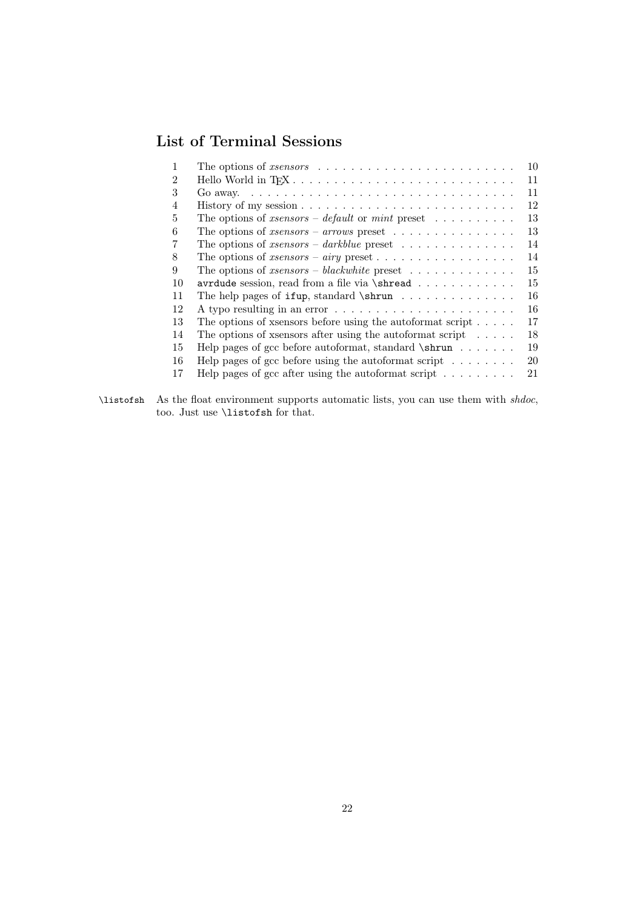## List of Terminal Sessions

| | | |
|---|---|---|
| 1 | The options of *xsensors* | 10 |
| 2 | Hello World in TeX | 11 |
| 3 | Go away. | 11 |
| 4 | History of my session | 12 |
| 5 | The options of *xsensors* – *default* or *mint* preset | 13 |
| 6 | The options of *xsensors* – *arrows* preset | 13 |
| 7 | The options of *xsensors* – *darkblue* preset | 14 |
| 8 | The options of *xsensors* – *airy* preset | 14 |
| 9 | The options of *xsensors* – *blackwhite* preset | 15 |
| 10 | `avrdude` session, read from a file via `\shread` | 15 |
| 11 | The help pages of `ifup`, standard `\shrun` | 16 |
| 12 | A typo resulting in an error | 16 |
| 13 | The options of xsensors before using the autoformat script | 17 |
| 14 | The options of xsensors after using the autoformat script | 18 |
| 15 | Help pages of gcc before autoformat, standard `\shrun` | 19 |
| 16 | Help pages of gcc before using the autoformat script | 20 |
| 17 | Help pages of gcc after using the autoformat script | 21 |

`\listofsh` As the float environment supports automatic lists, you can use them with *shdoc*, too. Just use `\listofsh` for that.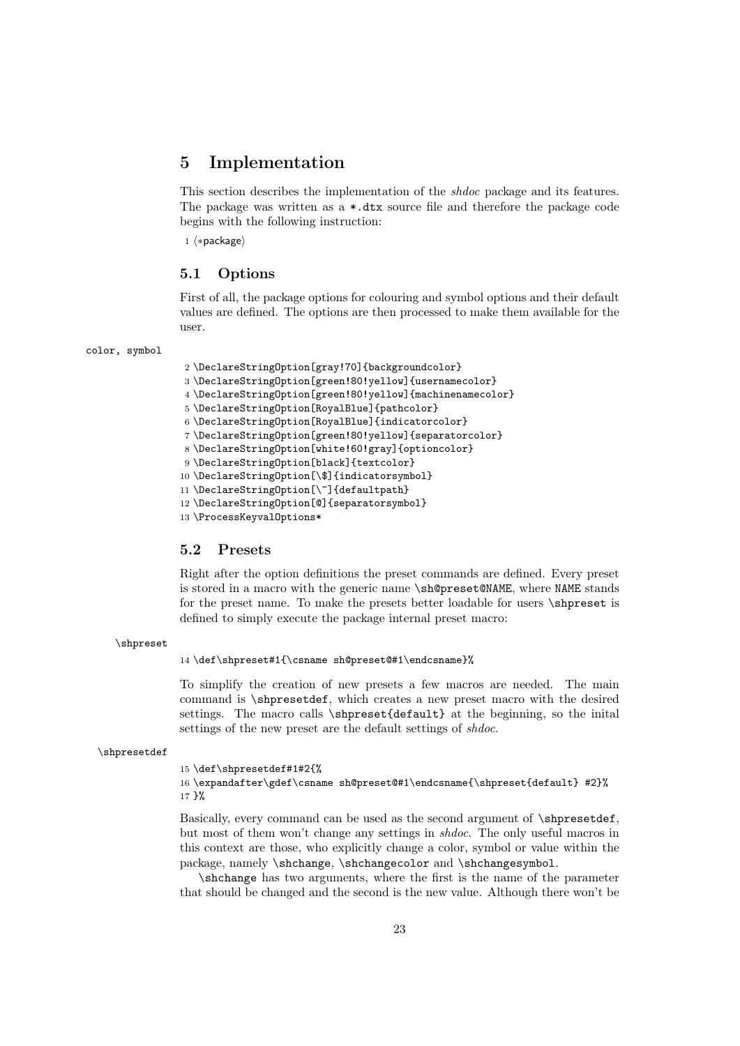# 5 Implementation

This section describes the implementation of the *shdoc* package and its features. The package was written as a `*.dtx` source file and therefore the package code begins with the following instruction:

```
1 ⟨*package⟩
```

## 5.1 Options

First of all, the package options for colouring and symbol options and their default values are defined. The options are then processed to make them available for the user.

color, symbol

```
2 \DeclareStringOption[gray!70]{backgroundcolor}
3 \DeclareStringOption[green!80!yellow]{usernamecolor}
4 \DeclareStringOption[green!80!yellow]{machinenamecolor}
5 \DeclareStringOption[RoyalBlue]{pathcolor}
6 \DeclareStringOption[RoyalBlue]{indicatorcolor}
7 \DeclareStringOption[green!80!yellow]{separatorcolor}
8 \DeclareStringOption[white!60!gray]{optioncolor}
9 \DeclareStringOption[black]{textcolor}
10 \DeclareStringOption[\$]{indicatorsymbol}
11 \DeclareStringOption[\~]{defaultpath}
12 \DeclareStringOption[@]{separatorsymbol}
13 \ProcessKeyvalOptions*
```

## 5.2 Presets

Right after the option definitions the preset commands are defined. Every preset is stored in a macro with the generic name `\sh@preset@NAME`, where `NAME` stands for the preset name. To make the presets better loadable for users `\shpreset` is defined to simply execute the package internal preset macro:

\shpreset

```
14 \def\shpreset#1{\csname sh@preset@#1\endcsname}%
```

To simplify the creation of new presets a few macros are needed. The main command is `\shpresetdef`, which creates a new preset macro with the desired settings. The macro calls `\shpreset{default}` at the beginning, so the inital settings of the new preset are the default settings of *shdoc*.

\shpresetdef

```
15 \def\shpresetdef#1#2{%
16 \expandafter\gdef\csname sh@preset@#1\endcsname{\shpreset{default} #2}%
17 }%
```

Basically, every command can be used as the second argument of `\shpresetdef`, but most of them won't change any settings in *shdoc*. The only useful macros in this context are those, who explicitly change a color, symbol or value within the package, namely `\shchange`, `\shchangecolor` and `\shchangesymbol`.

`\shchange` has two arguments, where the first is the name of the parameter that should be changed and the second is the new value. Although there won't be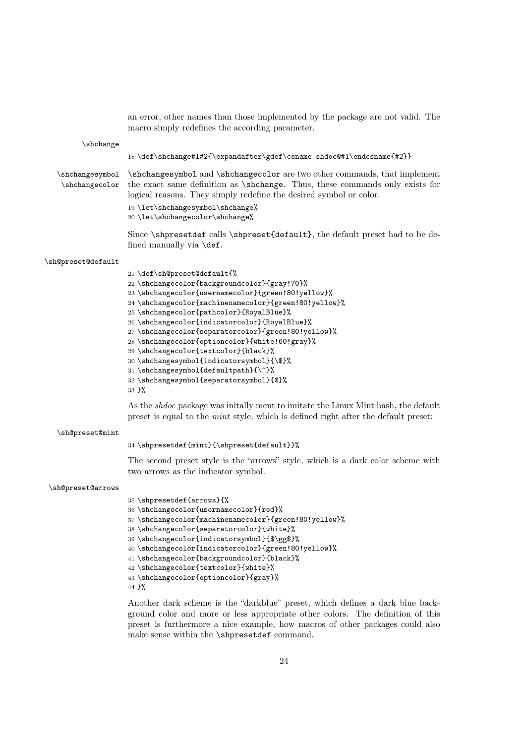an error, other names than those implemented by the package are not valid. The macro simply redefines the according parameter.

\shchange

```
18 \def\shchange#1#2{\expandafter\gdef\csname shdoc@#1\endcsname{#2}}
```

\shchangesymbol
\shchangecolor

\shchangesymbol and \shchangecolor are two other commands, that implement the exact same definition as \shchange. Thus, these commands only exists for logical reasons. They simply redefine the desired symbol or color.

```
19 \let\shchangesymbol\shchange%
20 \let\shchangecolor\shchange%
```

Since \shpresetdef calls \shpreset{default}, the default preset had to be defined manually via \def.

\sh@preset@default

```
21 \def\sh@preset@default{%
22 \shchangecolor{backgroundcolor}{gray!70}%
23 \shchangecolor{usernamecolor}{green!80!yellow}%
24 \shchangecolor{machinenamecolor}{green!80!yellow}%
25 \shchangecolor{pathcolor}{RoyalBlue}%
26 \shchangecolor{indicatorcolor}{RoyalBlue}%
27 \shchangecolor{separatorcolor}{green!80!yellow}%
28 \shchangecolor{optioncolor}{white!60!gray}%
29 \shchangecolor{textcolor}{black}%
30 \shchangesymbol{indicatorsymbol}{\$}%
31 \shchangesymbol{defaultpath}{\~}%
32 \shchangesymbol{separatorsymbol}{@}%
33 }%
```

As the *shdoc* package was initally ment to imitate the Linux Mint bash, the default preset is equal to the *mint* style, which is defined right after the default preset:

\sh@preset@mint

```
34 \shpresetdef{mint}{\shpreset{default}}%
```

The second preset style is the "arrows" style, which is a dark color scheme with two arrows as the indicator symbol.

\sh@preset@arrows

```
35 \shpresetdef{arrows}{%
36 \shchangecolor{usernamecolor}{red}%
37 \shchangecolor{machinenamecolor}{green!80!yellow}%
38 \shchangecolor{separatorcolor}{white}%
39 \shchangecolor{indicatorsymbol}{$\gg$}%
40 \shchangecolor{indicatorcolor}{green!80!yellow}%
41 \shchangecolor{backgroundcolor}{black}%
42 \shchangecolor{textcolor}{white}%
43 \shchangecolor{optioncolor}{gray}%
44 }%
```

Another dark scheme is the "darkblue" preset, which defines a dark blue background color and more or less appropriate other colors. The definition of this preset is furthermore a nice example, how macros of other packages could also make sense within the \shpresetdef command.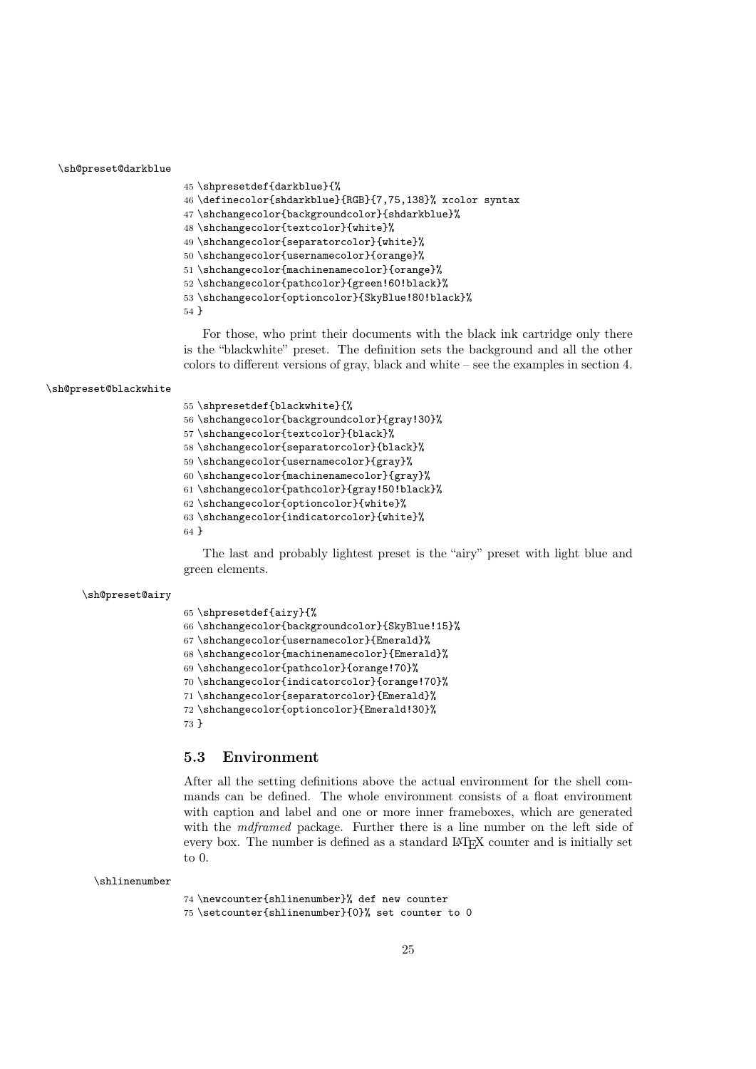\sh@preset@darkblue

```
45 \shpresetdef{darkblue}{%
46 \definecolor{shdarkblue}{RGB}{7,75,138}% xcolor syntax
47 \shchangecolor{backgroundcolor}{shdarkblue}%
48 \shchangecolor{textcolor}{white}%
49 \shchangecolor{separatorcolor}{white}%
50 \shchangecolor{usernamecolor}{orange}%
51 \shchangecolor{machinenamecolor}{orange}%
52 \shchangecolor{pathcolor}{green!60!black}%
53 \shchangecolor{optioncolor}{SkyBlue!80!black}%
54 }
```

For those, who print their documents with the black ink cartridge only there is the "blackwhite" preset. The definition sets the background and all the other colors to different versions of gray, black and white – see the examples in section 4.

\sh@preset@blackwhite

```
55 \shpresetdef{blackwhite}{%
56 \shchangecolor{backgroundcolor}{gray!30}%
57 \shchangecolor{textcolor}{black}%
58 \shchangecolor{separatorcolor}{black}%
59 \shchangecolor{usernamecolor}{gray}%
60 \shchangecolor{machinenamecolor}{gray}%
61 \shchangecolor{pathcolor}{gray!50!black}%
62 \shchangecolor{optioncolor}{white}%
63 \shchangecolor{indicatorcolor}{white}%
64 }
```

The last and probably lightest preset is the "airy" preset with light blue and green elements.

\sh@preset@airy

```
65 \shpresetdef{airy}{%
66 \shchangecolor{backgroundcolor}{SkyBlue!15}%
67 \shchangecolor{usernamecolor}{Emerald}%
68 \shchangecolor{machinenamecolor}{Emerald}%
69 \shchangecolor{pathcolor}{orange!70}%
70 \shchangecolor{indicatorcolor}{orange!70}%
71 \shchangecolor{separatorcolor}{Emerald}%
72 \shchangecolor{optioncolor}{Emerald!30}%
73 }
```

### 5.3 Environment

After all the setting definitions above the actual environment for the shell commands can be defined. The whole environment consists of a float environment with caption and label and one or more inner frameboxes, which are generated with the *mdframed* package. Further there is a line number on the left side of every box. The number is defined as a standard LaTeX counter and is initially set to 0.

\shlinenumber

```
74 \newcounter{shlinenumber}% def new counter
75 \setcounter{shlinenumber}{0}% set counter to 0
```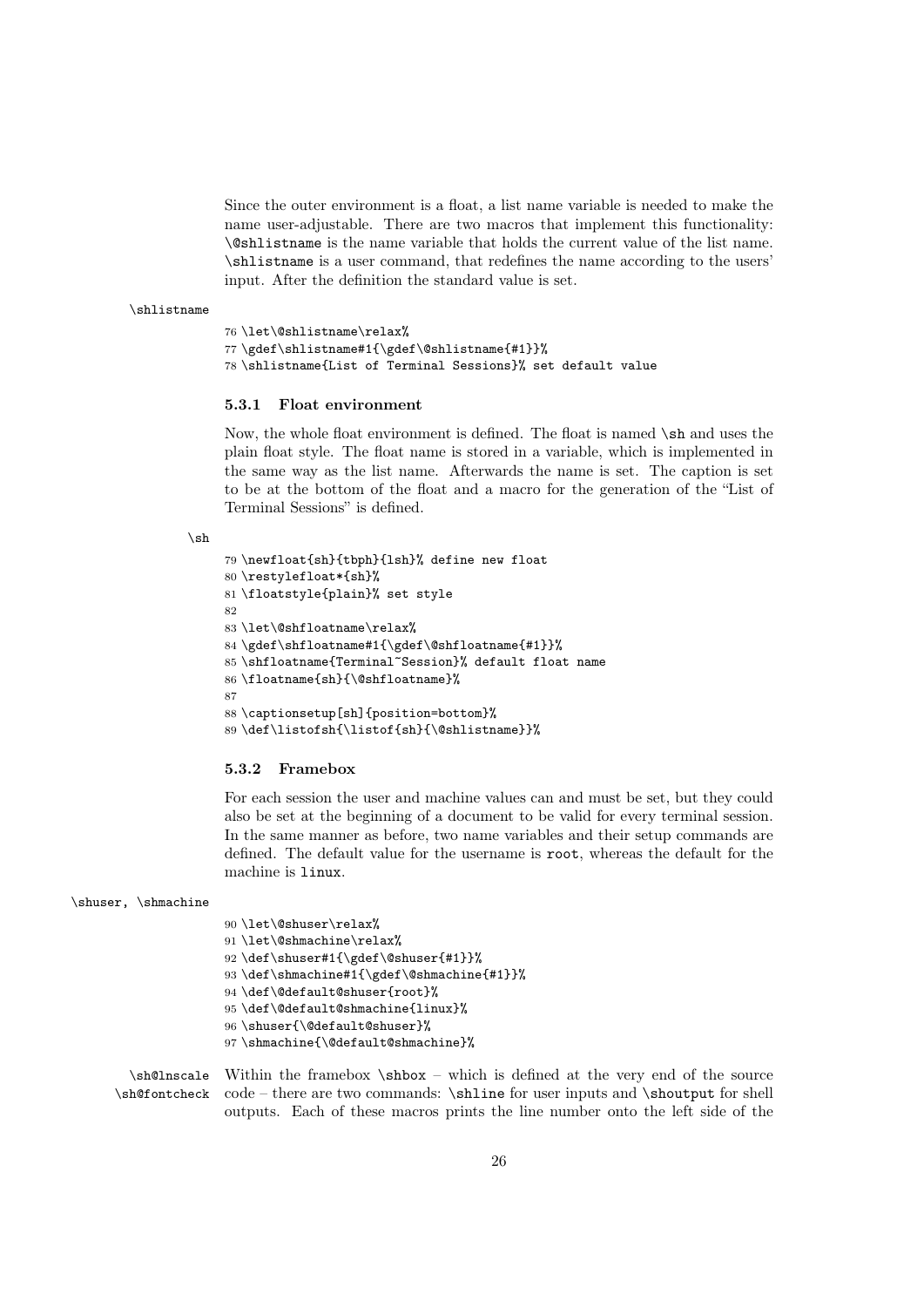Since the outer environment is a float, a list name variable is needed to make the name user-adjustable. There are two macros that implement this functionality: `\@shlistname` is the name variable that holds the current value of the list name. `\shlistname` is a user command, that redefines the name according to the users' input. After the definition the standard value is set.

`\shlistname`

```
76 \let\@shlistname\relax%
77 \gdef\shlistname#1{\gdef\@shlistname{#1}}%
78 \shlistname{List of Terminal Sessions}% set default value
```

### 5.3.1 Float environment

Now, the whole float environment is defined. The float is named `\sh` and uses the plain float style. The float name is stored in a variable, which is implemented in the same way as the list name. Afterwards the name is set. The caption is set to be at the bottom of the float and a macro for the generation of the "List of Terminal Sessions" is defined.

`\sh`

```
79 \newfloat{sh}{tbph}{lsh}% define new float
80 \restylefloat*{sh}%
81 \floatstyle{plain}% set style
82
83 \let\@shfloatname\relax%
84 \gdef\shfloatname#1{\gdef\@shfloatname{#1}}%
85 \shfloatname{Terminal~Session}% default float name
86 \floatname{sh}{\@shfloatname}%
87
88 \captionsetup[sh]{position=bottom}%
89 \def\listofsh{\listof{sh}{\@shlistname}}%
```

### 5.3.2 Framebox

For each session the user and machine values can and must be set, but they could also be set at the beginning of a document to be valid for every terminal session. In the same manner as before, two name variables and their setup commands are defined. The default value for the username is `root`, whereas the default for the machine is `linux`.

`\shuser, \shmachine`

```
90 \let\@shuser\relax%
91 \let\@shmachine\relax%
92 \def\shuser#1{\gdef\@shuser{#1}}%
93 \def\shmachine#1{\gdef\@shmachine{#1}}%
94 \def\@default@shuser{root}%
95 \def\@default@shmachine{linux}%
96 \shuser{\@default@shuser}%
97 \shmachine{\@default@shmachine}%
```

`\sh@lnscale` `\sh@fontcheck`

Within the framebox `\shbox` – which is defined at the very end of the source code – there are two commands: `\shline` for user inputs and `\shoutput` for shell outputs. Each of these macros prints the line number onto the left side of the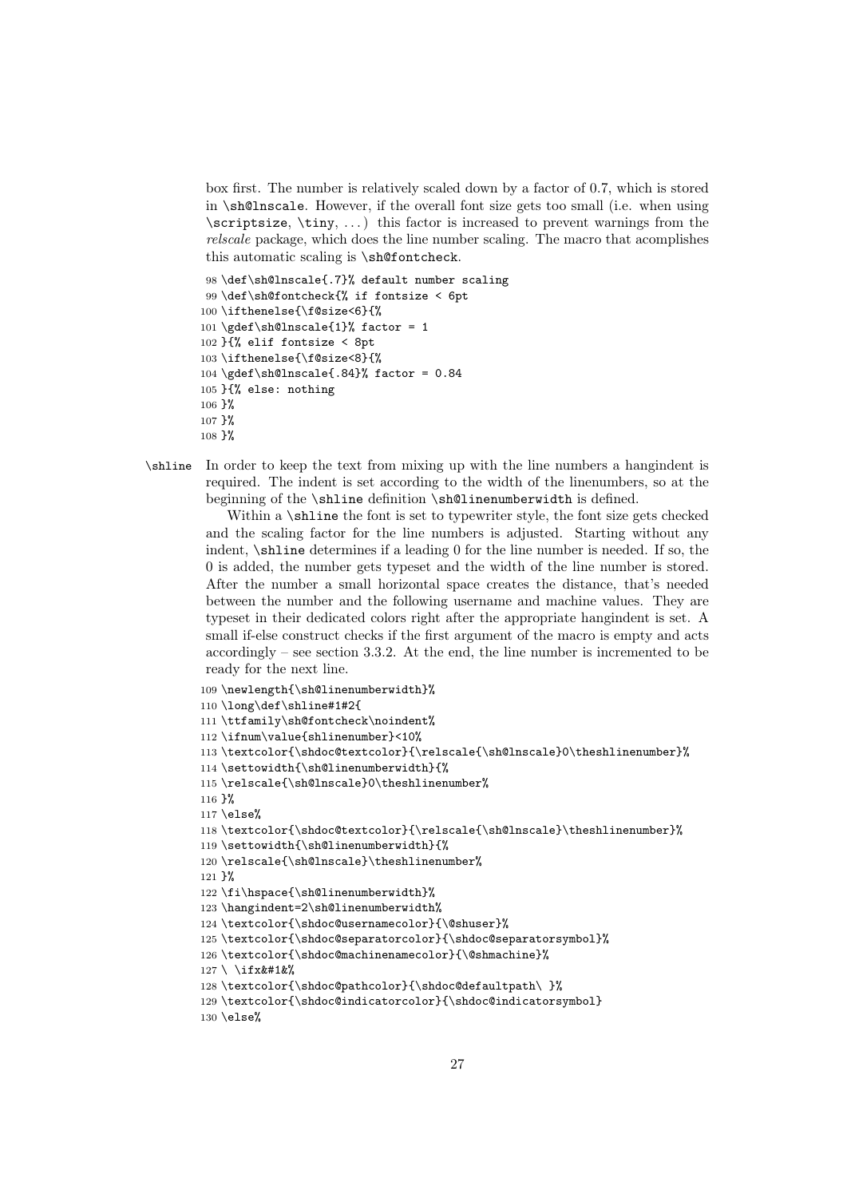box first. The number is relatively scaled down by a factor of 0.7, which is stored in `\sh@lnscale`. However, if the overall font size gets too small (i.e. when using `\scriptsize`, `\tiny`, ...) this factor is increased to prevent warnings from the *relscale* package, which does the line number scaling. The macro that acomplishes this automatic scaling is `\sh@fontcheck`.

```
98 \def\sh@lnscale{.7}% default number scaling
99 \def\sh@fontcheck{% if fontsize < 6pt
100 \ifthenelse{\f@size<6}{%
101 \gdef\sh@lnscale{1}% factor = 1
102 }{% elif fontsize < 8pt
103 \ifthenelse{\f@size<8}{%
104 \gdef\sh@lnscale{.84}% factor = 0.84
105 }{% else: nothing
106 }%
107 }%
108 }%
```

`\shline` In order to keep the text from mixing up with the line numbers a hangindent is required. The indent is set according to the width of the linenumbers, so at the beginning of the `\shline` definition `\sh@linenumberwidth` is defined.

Within a `\shline` the font is set to typewriter style, the font size gets checked and the scaling factor for the line numbers is adjusted. Starting without any indent, `\shline` determines if a leading 0 for the line number is needed. If so, the 0 is added, the number gets typeset and the width of the line number is stored. After the number a small horizontal space creates the distance, that's needed between the number and the following username and machine values. They are typeset in their dedicated colors right after the appropriate hangindent is set. A small if-else construct checks if the first argument of the macro is empty and acts accordingly – see section 3.3.2. At the end, the line number is incremented to be ready for the next line.

```
109 \newlength{\sh@linenumberwidth}%
110 \long\def\shline#1#2{
111 \ttfamily\sh@fontcheck\noindent%
112 \ifnum\value{shlinenumber}<10%
113 \textcolor{\shdoc@textcolor}{\relscale{\sh@lnscale}0\theshlinenumber}%
114 \settowidth{\sh@linenumberwidth}{%
115 \relscale{\sh@lnscale}0\theshlinenumber%
116 }%
117 \else%
118 \textcolor{\shdoc@textcolor}{\relscale{\sh@lnscale}\theshlinenumber}%
119 \settowidth{\sh@linenumberwidth}{%
120 \relscale{\sh@lnscale}\theshlinenumber%
121 }%
122 \fi\hspace{\sh@linenumberwidth}%
123 \hangindent=2\sh@linenumberwidth%
124 \textcolor{\shdoc@usernamecolor}{\@shuser}%
125 \textcolor{\shdoc@separatorcolor}{\shdoc@separatorsymbol}%
126 \textcolor{\shdoc@machinenamecolor}{\@shmachine}%
127 \ \ifx&#1&%
128 \textcolor{\shdoc@pathcolor}{\shdoc@defaultpath\ }%
129 \textcolor{\shdoc@indicatorcolor}{\shdoc@indicatorsymbol}
130 \else%
```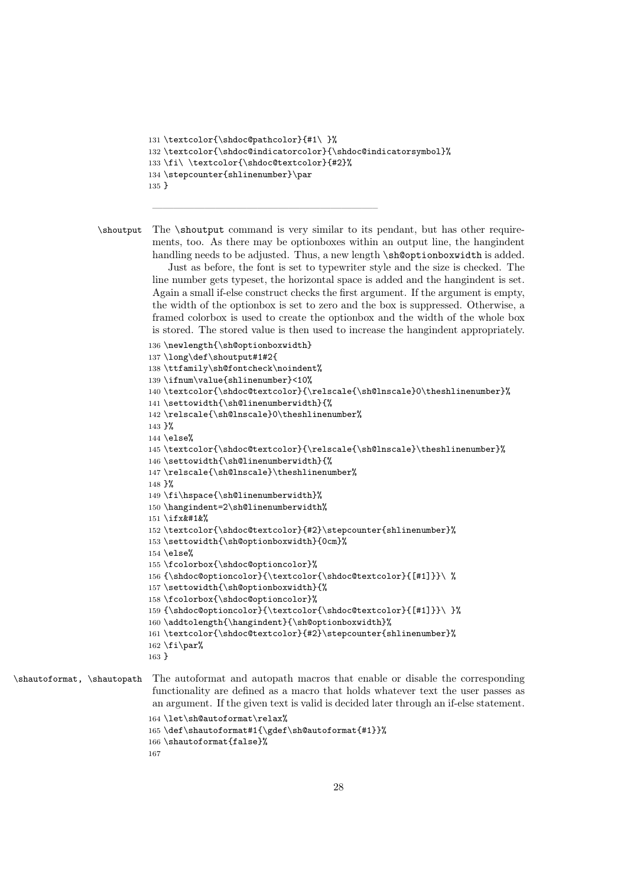```
131 \textcolor{\shdoc@pathcolor}{#1\ }%
132 \textcolor{\shdoc@indicatorcolor}{\shdoc@indicatorsymbol}%
133 \fi\ \textcolor{\shdoc@textcolor}{#2}%
134 \stepcounter{shlinenumber}\par
135 }
```

---

`\shoutput` The `\shoutput` command is very similar to its pendant, but has other requirements, too. As there may be optionboxes within an output line, the hangindent handling needs to be adjusted. Thus, a new length `\sh@optionboxwidth` is added.

Just as before, the font is set to typewriter style and the size is checked. The line number gets typeset, the horizontal space is added and the hangindent is set. Again a small if-else construct checks the first argument. If the argument is empty, the width of the optionbox is set to zero and the box is suppressed. Otherwise, a framed colorbox is used to create the optionbox and the width of the whole box is stored. The stored value is then used to increase the hangindent appropriately.

```
136 \newlength{\sh@optionboxwidth}
137 \long\def\shoutput#1#2{
138 \ttfamily\sh@fontcheck\noindent%
139 \ifnum\value{shlinenumber}<10%
140 \textcolor{\shdoc@textcolor}{\relscale{\sh@lnscale}0\theshlinenumber}%
141 \settowidth{\sh@linenumberwidth}{%
142 \relscale{\sh@lnscale}0\theshlinenumber%
143 }%
144 \else%
145 \textcolor{\shdoc@textcolor}{\relscale{\sh@lnscale}\theshlinenumber}%
146 \settowidth{\sh@linenumberwidth}{%
147 \relscale{\sh@lnscale}\theshlinenumber%
148 }%
149 \fi\hspace{\sh@linenumberwidth}%
150 \hangindent=2\sh@linenumberwidth%
151 \ifx&#1&%
152 \textcolor{\shdoc@textcolor}{#2}\stepcounter{shlinenumber}%
153 \settowidth{\sh@optionboxwidth}{0cm}%
154 \else%
155 \fcolorbox{\shdoc@optioncolor}%
156 {\shdoc@optioncolor}{\textcolor{\shdoc@textcolor}{[#1]}}\ %
157 \settowidth{\sh@optionboxwidth}{%
158 \fcolorbox{\shdoc@optioncolor}%
159 {\shdoc@optioncolor}{\textcolor{\shdoc@textcolor}{[#1]}}\ }%
160 \addtolength{\hangindent}{\sh@optionboxwidth}%
161 \textcolor{\shdoc@textcolor}{#2}\stepcounter{shlinenumber}%
162 \fi\par%
163 }
```

`\shautoformat, \shautopath` The autoformat and autopath macros that enable or disable the corresponding functionality are defined as a macro that holds whatever text the user passes as an argument. If the given text is valid is decided later through an if-else statement.

```
164 \let\sh@autoformat\relax%
165 \def\shautoformat#1{\gdef\sh@autoformat{#1}}%
166 \shautoformat{false}%
167
```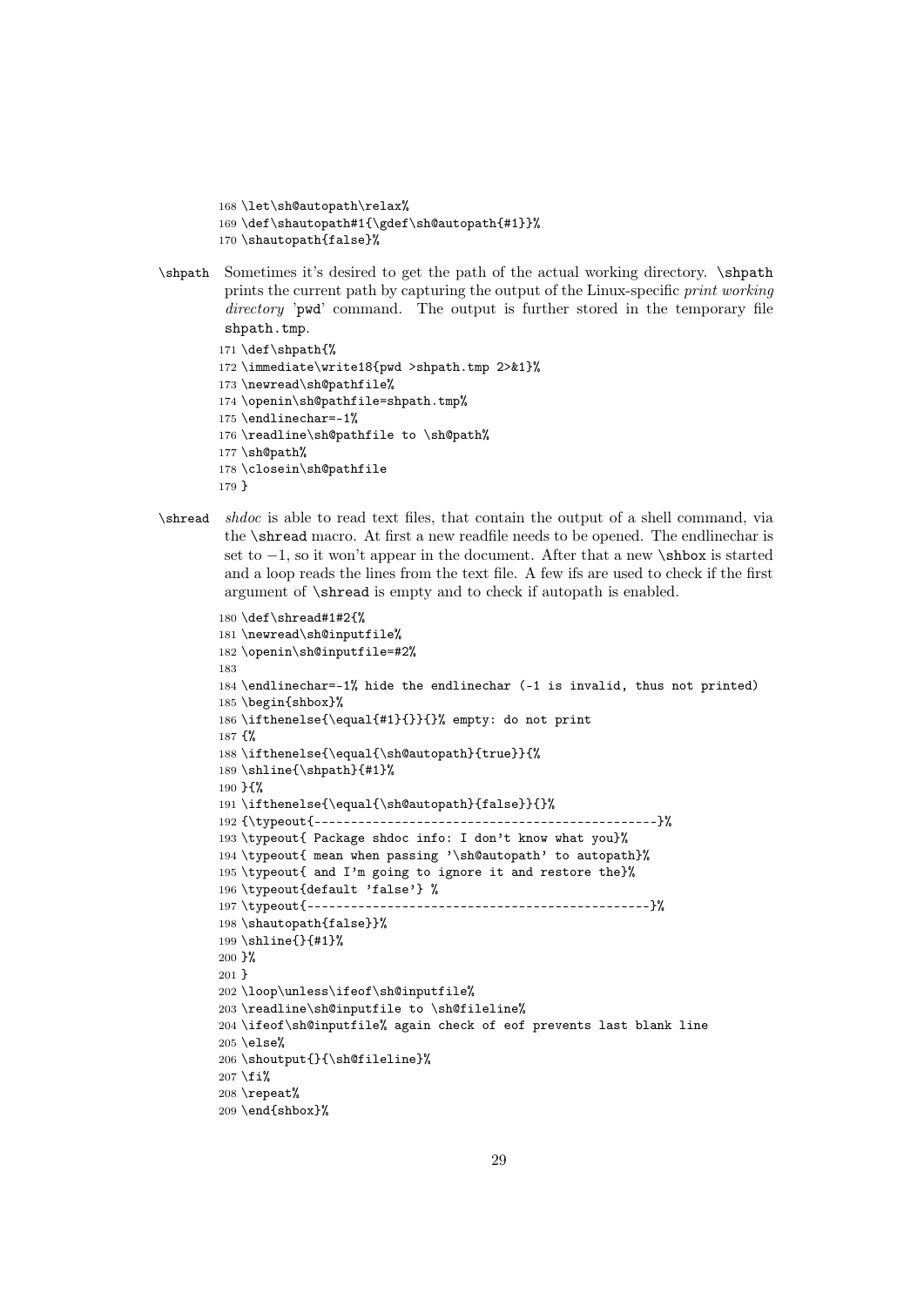```
168 \let\sh@autopath\relax%
169 \def\shautopath#1{\gdef\sh@autopath{#1}}%
170 \shautopath{false}%
```

**\shpath** Sometimes it's desired to get the path of the actual working directory. `\shpath` prints the current path by capturing the output of the Linux-specific *print working directory* 'pwd' command. The output is further stored in the temporary file `shpath.tmp`.

```
171 \def\shpath{%
172 \immediate\write18{pwd >shpath.tmp 2>&1}%
173 \newread\sh@pathfile%
174 \openin\sh@pathfile=shpath.tmp%
175 \endlinechar=-1%
176 \readline\sh@pathfile to \sh@path%
177 \sh@path%
178 \closein\sh@pathfile
179 }
```

**\shread** *shdoc* is able to read text files, that contain the output of a shell command, via the `\shread` macro. At first a new readfile needs to be opened. The endlinechar is set to $-1$, so it won't appear in the document. After that a new `\shbox` is started and a loop reads the lines from the text file. A few ifs are used to check if the first argument of `\shread` is empty and to check if autopath is enabled.

```
180 \def\shread#1#2{%
181 \newread\sh@inputfile%
182 \openin\sh@inputfile=#2%
183
184 \endlinechar=-1% hide the endlinechar (-1 is invalid, thus not printed)
185 \begin{shbox}%
186 \ifthenelse{\equal{#1}{}}{}% empty: do not print
187 {%
188 \ifthenelse{\equal{\sh@autopath}{true}}{%
189 \shline{\shpath}{#1}%
190 }{%
191 \ifthenelse{\equal{\sh@autopath}{false}}{}%
192 {\typeout{----------------------------------------------}%
193 \typeout{ Package shdoc info: I don't know what you}%
194 \typeout{ mean when passing '\sh@autopath' to autopath}%
195 \typeout{ and I'm going to ignore it and restore the}%
196 \typeout{default 'false'} %
197 \typeout{-----------------------------------------------}%
198 \shautopath{false}}%
199 \shline{}{#1}%
200 }%
201 }
202 \loop\unless\ifeof\sh@inputfile%
203 \readline\sh@inputfile to \sh@fileline%
204 \ifeof\sh@inputfile% again check of eof prevents last blank line
205 \else%
206 \shoutput{}{\sh@fileline}%
207 \fi%
208 \repeat%
209 \end{shbox}%
```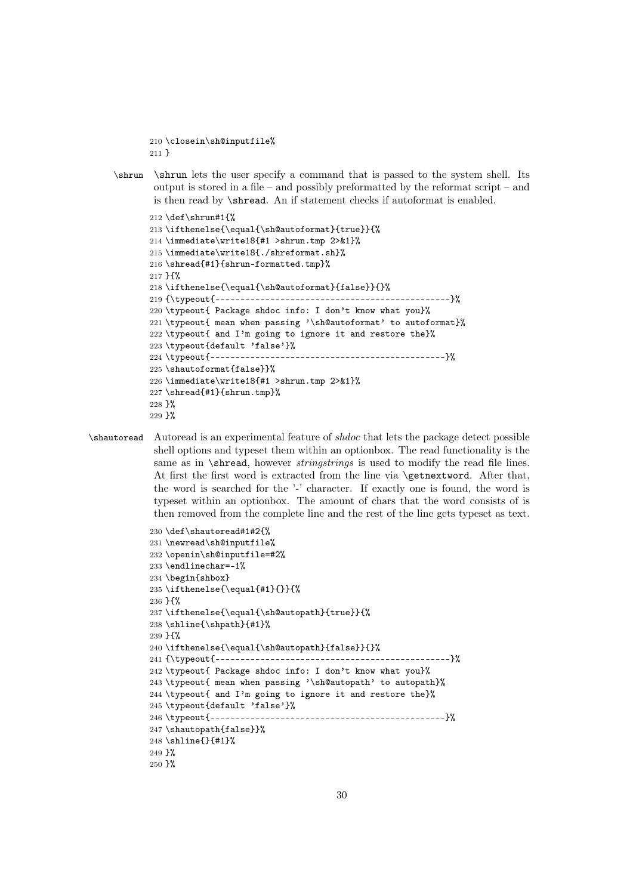```
210 \closein\sh@inputfile%
211 }
```

**\shrun** \shrun lets the user specify a command that is passed to the system shell. Its output is stored in a file – and possibly preformatted by the reformat script – and is then read by \shread. An if statement checks if autoformat is enabled.

```
212 \def\shrun#1{%
213 \ifthenelse{\equal{\sh@autoformat}{true}}{%
214 \immediate\write18{#1 >shrun.tmp 2>&1}%
215 \immediate\write18{./shreformat.sh}%
216 \shread{#1}{shrun-formatted.tmp}%
217 }{%
218 \ifthenelse{\equal{\sh@autoformat}{false}}{}%
219 {\typeout{-----------------------------------------------}%
220 \typeout{ Package shdoc info: I don't know what you}%
221 \typeout{ mean when passing '\sh@autoformat' to autoformat}%
222 \typeout{ and I'm going to ignore it and restore the}%
223 \typeout{default 'false'}%
224 \typeout{-----------------------------------------------}%
225 \shautoformat{false}}%
226 \immediate\write18{#1 >shrun.tmp 2>&1}%
227 \shread{#1}{shrun.tmp}%
228 }%
229 }%
```

**\shautoread** Autoread is an experimental feature of *shdoc* that lets the package detect possible shell options and typeset them within an optionbox. The read functionality is the same as in \shread, however *stringstrings* is used to modify the read file lines. At first the first word is extracted from the line via \getnextword. After that, the word is searched for the '-' character. If exactly one is found, the word is typeset within an optionbox. The amount of chars that the word consists of is then removed from the complete line and the rest of the line gets typeset as text.

```
230 \def\shautoread#1#2{%
231 \newread\sh@inputfile%
232 \openin\sh@inputfile=#2%
233 \endlinechar=-1%
234 \begin{shbox}
235 \ifthenelse{\equal{#1}{}}{%
236 }{%
237 \ifthenelse{\equal{\sh@autopath}{true}}{%
238 \shline{\shpath}{#1}%
239 }{%
240 \ifthenelse{\equal{\sh@autopath}{false}}{}%
241 {\typeout{-----------------------------------------------}%
242 \typeout{ Package shdoc info: I don't know what you}%
243 \typeout{ mean when passing '\sh@autopath' to autopath}%
244 \typeout{ and I'm going to ignore it and restore the}%
245 \typeout{default 'false'}%
246 \typeout{-----------------------------------------------}%
247 \shautopath{false}}%
248 \shline{}{#1}%
249 }%
250 }%
```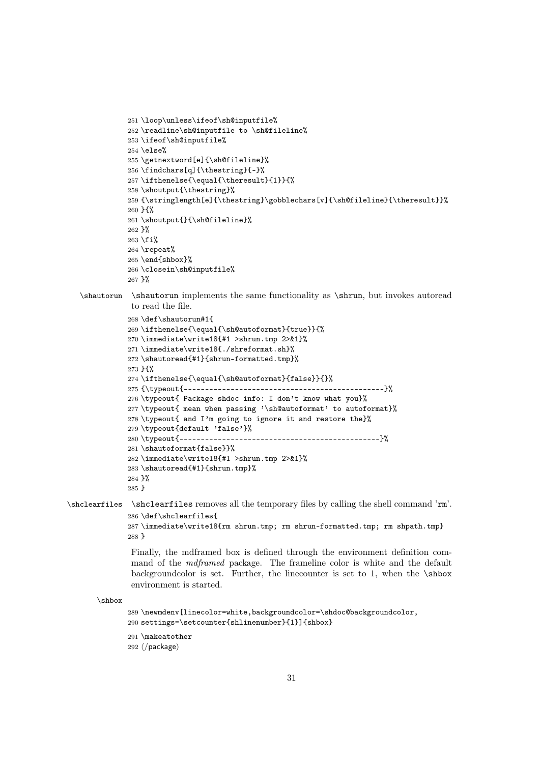```
251 \loop\unless\ifeof\sh@inputfile%
252 \readline\sh@inputfile to \sh@fileline%
253 \ifeof\sh@inputfile%
254 \else%
255 \getnextword[e]{\sh@fileline}%
256 \findchars[q]{\thestring}{-}%
257 \ifthenelse{\equal{\theresult}{1}}{%
258 \shoutput{\thestring}%
259 {\stringlength[e]{\thestring}\gobblechars[v]{\sh@fileline}{\theresult}}%
260 }{%
261 \shoutput{}{\sh@fileline}%
262 }%
263 \fi%
264 \repeat%
265 \end{shbox}%
266 \closein\sh@inputfile%
267 }%
```

\shautorun

\shautorun implements the same functionality as \shrun, but invokes autoread to read the file.

```
268 \def\shautorun#1{
269 \ifthenelse{\equal{\sh@autoformat}{true}}{%
270 \immediate\write18{#1 >shrun.tmp 2>&1}%
271 \immediate\write18{./shreformat.sh}%
272 \shautoread{#1}{shrun-formatted.tmp}%
273 }{%
274 \ifthenelse{\equal{\sh@autoformat}{false}}{}%
275 {\typeout{-----------------------------------------------}%
276 \typeout{ Package shdoc info: I don't know what you}%
277 \typeout{ mean when passing '\sh@autoformat' to autoformat}%
278 \typeout{ and I'm going to ignore it and restore the}%
279 \typeout{default 'false'}%
280 \typeout{-----------------------------------------------}%
281 \shautoformat{false}}%
282 \immediate\write18{#1 >shrun.tmp 2>&1}%
283 \shautoread{#1}{shrun.tmp}%
284 }%
285 }
```

\shclearfiles

\shclearfiles removes all the temporary files by calling the shell command 'rm'.

```
286 \def\shclearfiles{
287 \immediate\write18{rm shrun.tmp; rm shrun-formatted.tmp; rm shpath.tmp}
288 }
```

Finally, the mdframed box is defined through the environment definition command of the *mdframed* package. The frameline color is white and the default backgroundcolor is set. Further, the linecounter is set to 1, when the \shbox environment is started.

\shbox

```
289 \newmdenv[linecolor=white,backgroundcolor=\shdoc@backgroundcolor,
290 settings=\setcounter{shlinenumber}{1}]{shbox}
291 \makeatother
292 </package>
```